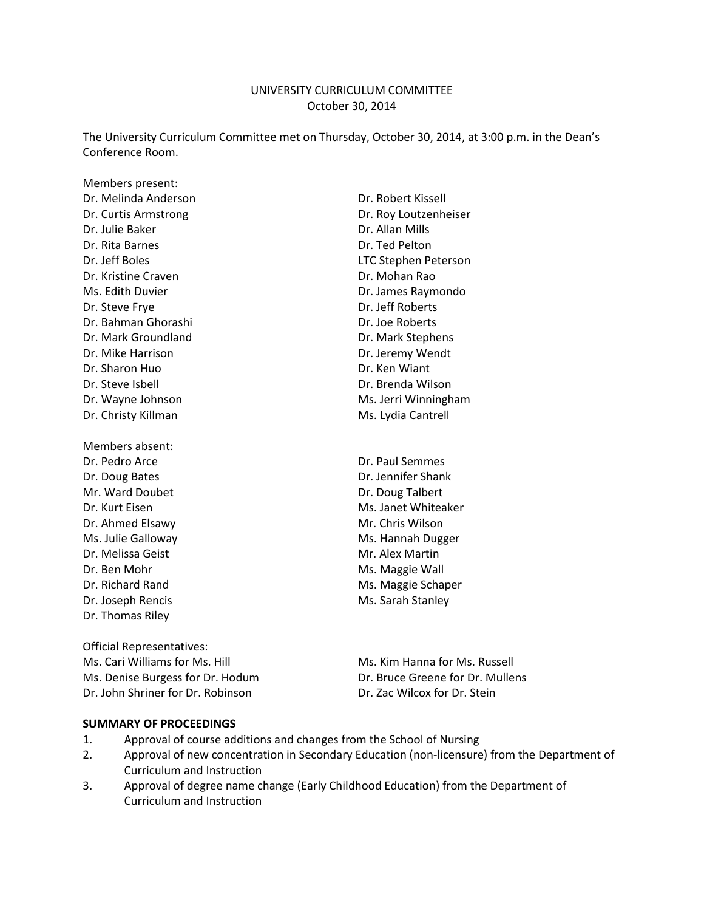# UNIVERSITY CURRICULUM COMMITTEE
October 30, 2014

The University Curriculum Committee met on Thursday, October 30, 2014, at 3:00 p.m. in the Dean's Conference Room.

Members present:

Dr. Melinda Anderson
Dr. Curtis Armstrong
Dr. Julie Baker
Dr. Rita Barnes
Dr. Jeff Boles
Dr. Kristine Craven
Ms. Edith Duvier
Dr. Steve Frye
Dr. Bahman Ghorashi
Dr. Mark Groundland
Dr. Mike Harrison
Dr. Sharon Huo
Dr. Steve Isbell
Dr. Wayne Johnson
Dr. Christy Killman
Dr. Robert Kissell
Dr. Roy Loutzenheiser
Dr. Allan Mills
Dr. Ted Pelton
LTC Stephen Peterson
Dr. Mohan Rao
Dr. James Raymondo
Dr. Jeff Roberts
Dr. Joe Roberts
Dr. Mark Stephens
Dr. Jeremy Wendt
Dr. Ken Wiant
Dr. Brenda Wilson
Ms. Jerri Winningham
Ms. Lydia Cantrell

Members absent:

Dr. Pedro Arce
Dr. Doug Bates
Mr. Ward Doubet
Dr. Kurt Eisen
Dr. Ahmed Elsawy
Ms. Julie Galloway
Dr. Melissa Geist
Dr. Ben Mohr
Dr. Richard Rand
Dr. Joseph Rencis
Dr. Thomas Riley
Dr. Paul Semmes
Dr. Jennifer Shank
Dr. Doug Talbert
Ms. Janet Whiteaker
Mr. Chris Wilson
Ms. Hannah Dugger
Mr. Alex Martin
Ms. Maggie Wall
Ms. Maggie Schaper
Ms. Sarah Stanley

Official Representatives:

Ms. Cari Williams for Ms. Hill
Ms. Denise Burgess for Dr. Hodum
Dr. John Shriner for Dr. Robinson
Ms. Kim Hanna for Ms. Russell
Dr. Bruce Greene for Dr. Mullens
Dr. Zac Wilcox for Dr. Stein

**SUMMARY OF PROCEEDINGS**

1. Approval of course additions and changes from the School of Nursing
2. Approval of new concentration in Secondary Education (non-licensure) from the Department of Curriculum and Instruction
3. Approval of degree name change (Early Childhood Education) from the Department of Curriculum and Instruction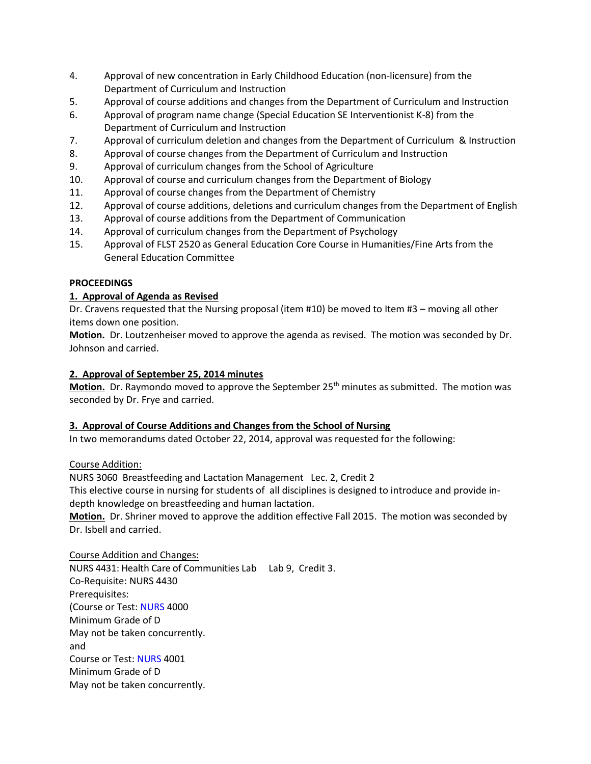4. Approval of new concentration in Early Childhood Education (non-licensure) from the Department of Curriculum and Instruction
5. Approval of course additions and changes from the Department of Curriculum and Instruction
6. Approval of program name change (Special Education SE Interventionist K-8) from the Department of Curriculum and Instruction
7. Approval of curriculum deletion and changes from the Department of Curriculum & Instruction
8. Approval of course changes from the Department of Curriculum and Instruction
9. Approval of curriculum changes from the School of Agriculture
10. Approval of course and curriculum changes from the Department of Biology
11. Approval of course changes from the Department of Chemistry
12. Approval of course additions, deletions and curriculum changes from the Department of English
13. Approval of course additions from the Department of Communication
14. Approval of curriculum changes from the Department of Psychology
15. Approval of FLST 2520 as General Education Core Course in Humanities/Fine Arts from the General Education Committee

**PROCEEDINGS**

**1. Approval of Agenda as Revised**

Dr. Cravens requested that the Nursing proposal (item #10) be moved to Item #3 – moving all other items down one position.

**Motion.** Dr. Loutzenheiser moved to approve the agenda as revised. The motion was seconded by Dr. Johnson and carried.

**2. Approval of September 25, 2014 minutes**

**Motion.** Dr. Raymondo moved to approve the September 25th minutes as submitted. The motion was seconded by Dr. Frye and carried.

**3. Approval of Course Additions and Changes from the School of Nursing**

In two memorandums dated October 22, 2014, approval was requested for the following:

Course Addition:

NURS 3060 Breastfeeding and Lactation Management Lec. 2, Credit 2

This elective course in nursing for students of all disciplines is designed to introduce and provide in-depth knowledge on breastfeeding and human lactation.

**Motion.** Dr. Shriner moved to approve the addition effective Fall 2015. The motion was seconded by Dr. Isbell and carried.

Course Addition and Changes:

NURS 4431: Health Care of Communities Lab Lab 9, Credit 3.
Co-Requisite: NURS 4430
Prerequisites:
(Course or Test: NURS 4000
Minimum Grade of D
May not be taken concurrently.
and
Course or Test: NURS 4001
Minimum Grade of D
May not be taken concurrently.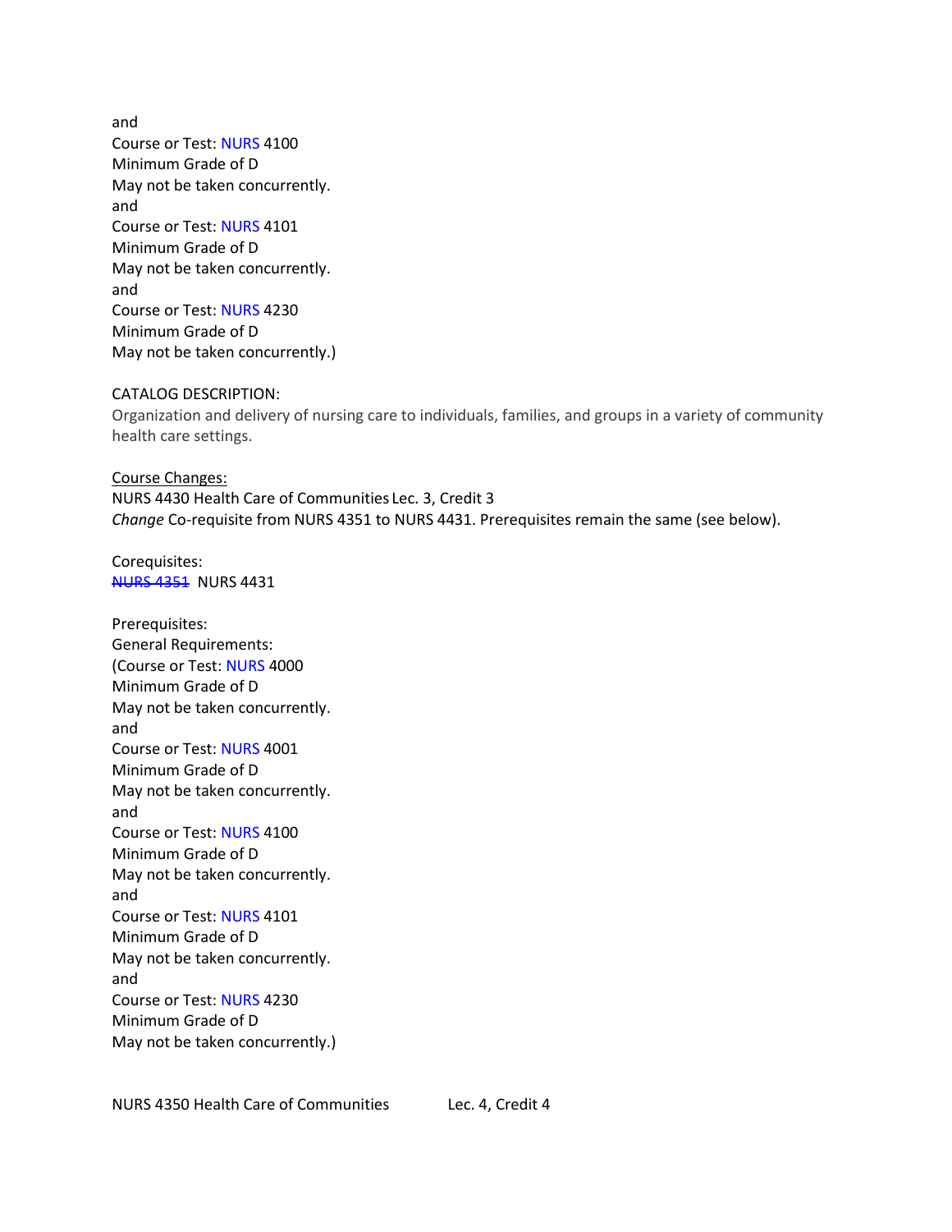and
Course or Test: NURS 4100
Minimum Grade of D
May not be taken concurrently.
and
Course or Test: NURS 4101
Minimum Grade of D
May not be taken concurrently.
and
Course or Test: NURS 4230
Minimum Grade of D
May not be taken concurrently.)

CATALOG DESCRIPTION:
Organization and delivery of nursing care to individuals, families, and groups in a variety of community health care settings.

<u>Course Changes:</u>
NURS 4430 Health Care of Communities Lec. 3, Credit 3
*Change* Co-requisite from NURS 4351 to NURS 4431. Prerequisites remain the same (see below).

Corequisites:
~~NURS 4351~~ NURS 4431

Prerequisites:
General Requirements:
(Course or Test: NURS 4000
Minimum Grade of D
May not be taken concurrently.
and
Course or Test: NURS 4001
Minimum Grade of D
May not be taken concurrently.
and
Course or Test: NURS 4100
Minimum Grade of D
May not be taken concurrently.
and
Course or Test: NURS 4101
Minimum Grade of D
May not be taken concurrently.
and
Course or Test: NURS 4230
Minimum Grade of D
May not be taken concurrently.)

NURS 4350 Health Care of Communities Lec. 4, Credit 4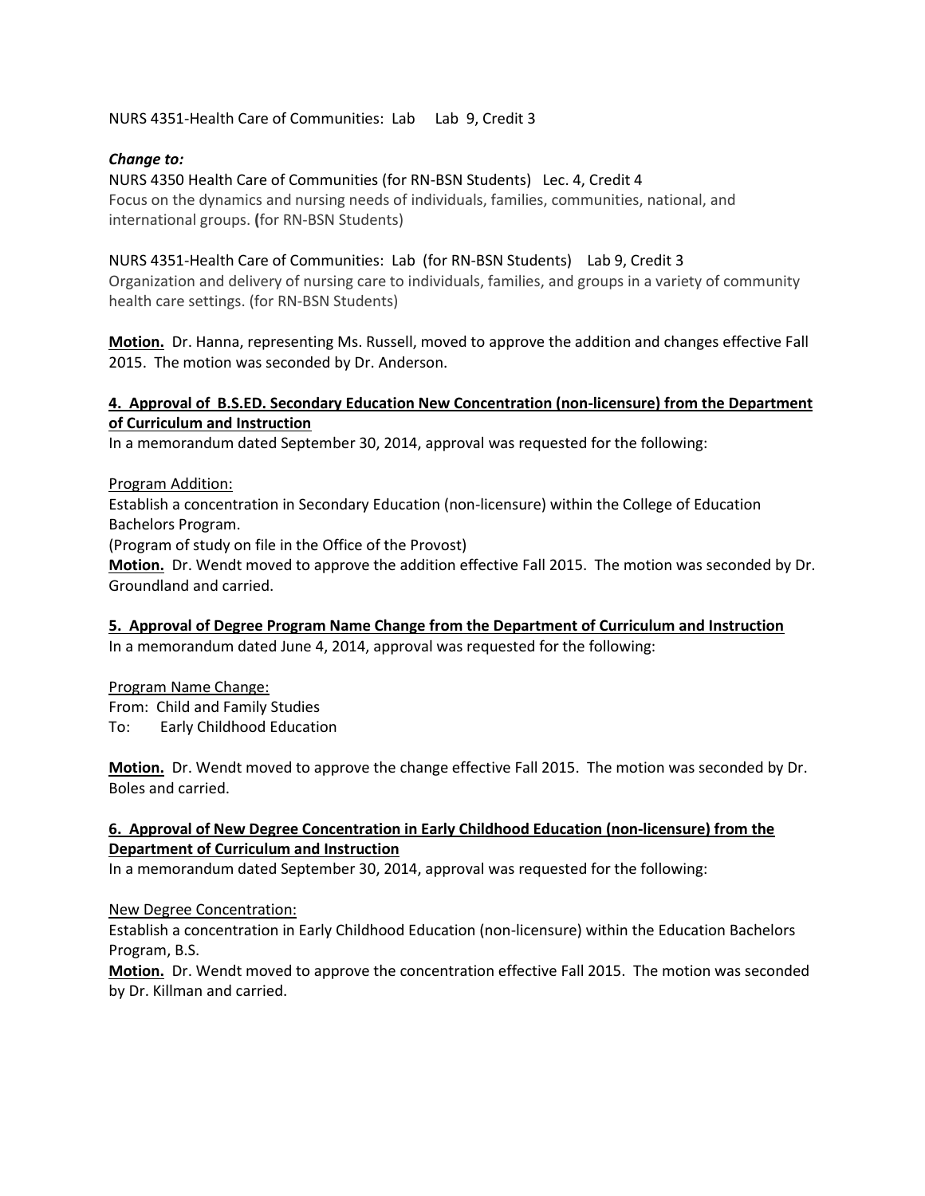NURS 4351-Health Care of Communities: Lab Lab 9, Credit 3

***Change to:***

NURS 4350 Health Care of Communities (for RN-BSN Students) Lec. 4, Credit 4
Focus on the dynamics and nursing needs of individuals, families, communities, national, and international groups. **(**for RN-BSN Students)

NURS 4351-Health Care of Communities: Lab (for RN-BSN Students) Lab 9, Credit 3
Organization and delivery of nursing care to individuals, families, and groups in a variety of community health care settings. (for RN-BSN Students)

**Motion.** Dr. Hanna, representing Ms. Russell, moved to approve the addition and changes effective Fall 2015. The motion was seconded by Dr. Anderson.

**4. Approval of B.S.ED. Secondary Education New Concentration (non-licensure) from the Department of Curriculum and Instruction**

In a memorandum dated September 30, 2014, approval was requested for the following:

Program Addition:
Establish a concentration in Secondary Education (non-licensure) within the College of Education Bachelors Program.
(Program of study on file in the Office of the Provost)
**Motion.** Dr. Wendt moved to approve the addition effective Fall 2015. The motion was seconded by Dr. Groundland and carried.

**5. Approval of Degree Program Name Change from the Department of Curriculum and Instruction**

In a memorandum dated June 4, 2014, approval was requested for the following:

Program Name Change:
From: Child and Family Studies
To: Early Childhood Education

**Motion.** Dr. Wendt moved to approve the change effective Fall 2015. The motion was seconded by Dr. Boles and carried.

**6. Approval of New Degree Concentration in Early Childhood Education (non-licensure) from the Department of Curriculum and Instruction**

In a memorandum dated September 30, 2014, approval was requested for the following:

New Degree Concentration:
Establish a concentration in Early Childhood Education (non-licensure) within the Education Bachelors Program, B.S.
**Motion.** Dr. Wendt moved to approve the concentration effective Fall 2015. The motion was seconded by Dr. Killman and carried.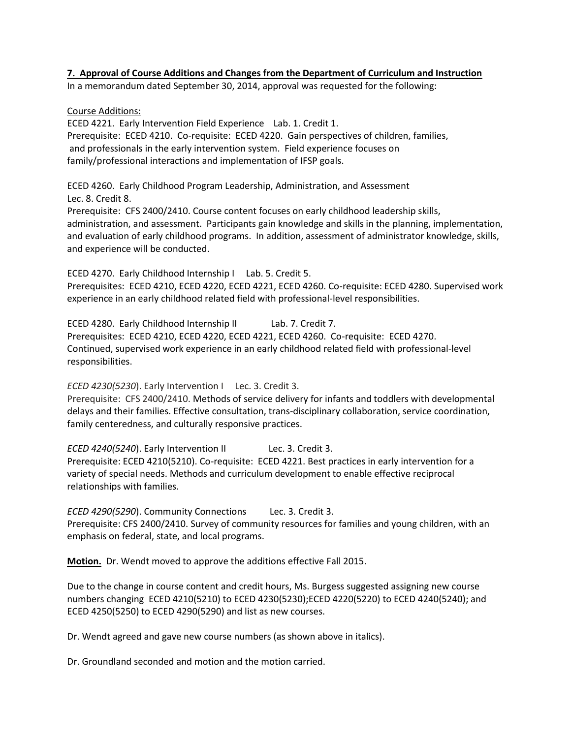**7. Approval of Course Additions and Changes from the Department of Curriculum and Instruction**

In a memorandum dated September 30, 2014, approval was requested for the following:

Course Additions:

ECED 4221. Early Intervention Field Experience Lab. 1. Credit 1.
Prerequisite: ECED 4210. Co-requisite: ECED 4220. Gain perspectives of children, families, and professionals in the early intervention system. Field experience focuses on family/professional interactions and implementation of IFSP goals.

ECED 4260. Early Childhood Program Leadership, Administration, and Assessment
Lec. 8. Credit 8.
Prerequisite: CFS 2400/2410. Course content focuses on early childhood leadership skills, administration, and assessment. Participants gain knowledge and skills in the planning, implementation, and evaluation of early childhood programs. In addition, assessment of administrator knowledge, skills, and experience will be conducted.

ECED 4270. Early Childhood Internship I Lab. 5. Credit 5.
Prerequisites: ECED 4210, ECED 4220, ECED 4221, ECED 4260. Co-requisite: ECED 4280. Supervised work experience in an early childhood related field with professional-level responsibilities.

ECED 4280. Early Childhood Internship II Lab. 7. Credit 7.
Prerequisites: ECED 4210, ECED 4220, ECED 4221, ECED 4260. Co-requisite: ECED 4270. Continued, supervised work experience in an early childhood related field with professional-level responsibilities.

*ECED 4230(5230*). Early Intervention I Lec. 3. Credit 3.
Prerequisite: CFS 2400/2410. Methods of service delivery for infants and toddlers with developmental delays and their families. Effective consultation, trans-disciplinary collaboration, service coordination, family centeredness, and culturally responsive practices.

*ECED 4240(5240*). Early Intervention II Lec. 3. Credit 3.
Prerequisite: ECED 4210(5210). Co-requisite: ECED 4221. Best practices in early intervention for a variety of special needs. Methods and curriculum development to enable effective reciprocal relationships with families.

*ECED 4290(5290*). Community Connections Lec. 3. Credit 3.
Prerequisite: CFS 2400/2410. Survey of community resources for families and young children, with an emphasis on federal, state, and local programs.

**Motion.** Dr. Wendt moved to approve the additions effective Fall 2015.

Due to the change in course content and credit hours, Ms. Burgess suggested assigning new course numbers changing ECED 4210(5210) to ECED 4230(5230);ECED 4220(5220) to ECED 4240(5240); and ECED 4250(5250) to ECED 4290(5290) and list as new courses.

Dr. Wendt agreed and gave new course numbers (as shown above in italics).

Dr. Groundland seconded and motion and the motion carried.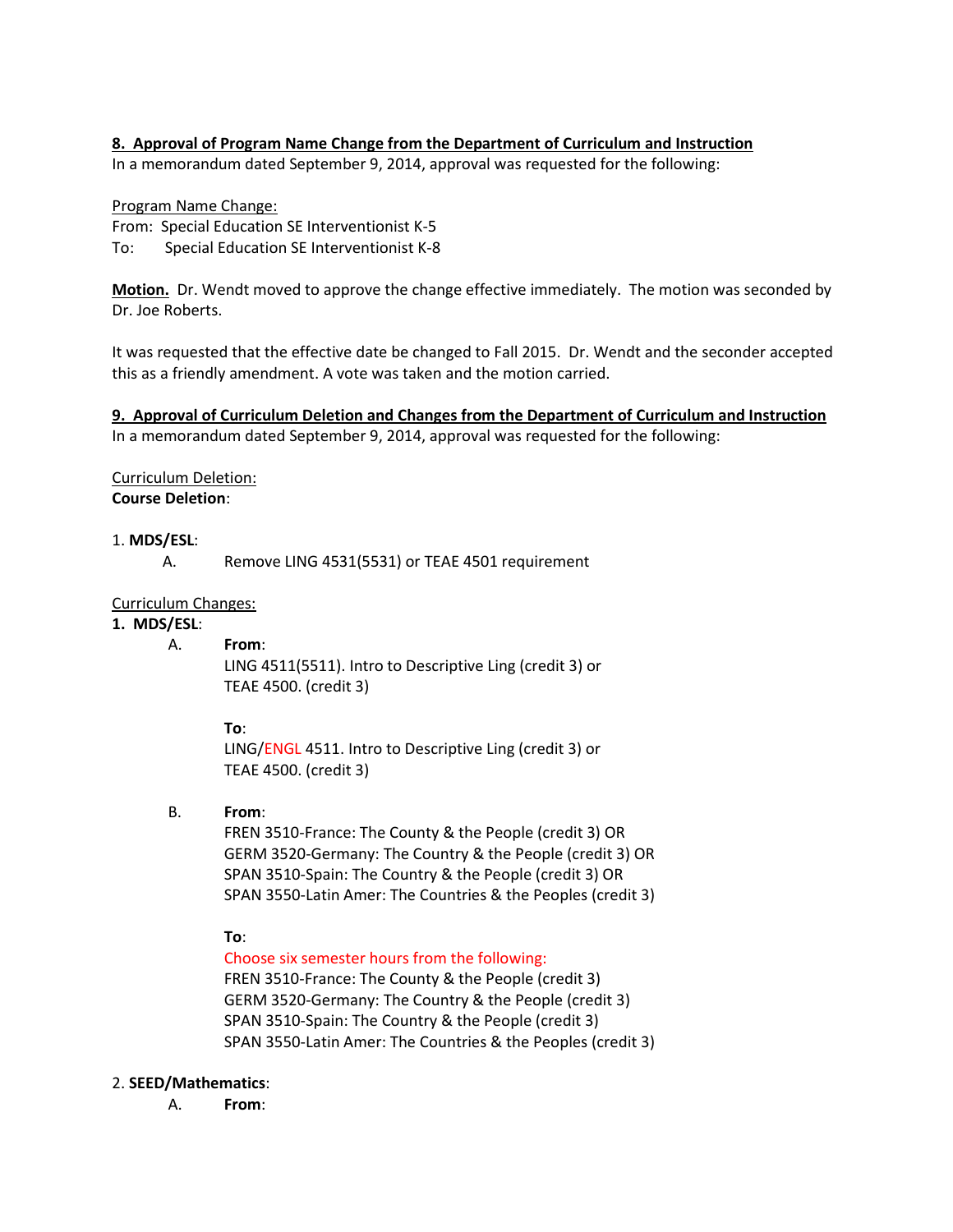**8. Approval of Program Name Change from the Department of Curriculum and Instruction**

In a memorandum dated September 9, 2014, approval was requested for the following:

Program Name Change:

From: Special Education SE Interventionist K-5

To: Special Education SE Interventionist K-8

**Motion.** Dr. Wendt moved to approve the change effective immediately. The motion was seconded by Dr. Joe Roberts.

It was requested that the effective date be changed to Fall 2015. Dr. Wendt and the seconder accepted this as a friendly amendment. A vote was taken and the motion carried.

**9. Approval of Curriculum Deletion and Changes from the Department of Curriculum and Instruction**

In a memorandum dated September 9, 2014, approval was requested for the following:

Curriculum Deletion:

**Course Deletion**:

1. **MDS/ESL**:

   A. Remove LING 4531(5531) or TEAE 4501 requirement

Curriculum Changes:

**1. MDS/ESL**:

A. **From**:

LING 4511(5511). Intro to Descriptive Ling (credit 3) or
TEAE 4500. (credit 3)

**To**:

LING/ENGL 4511. Intro to Descriptive Ling (credit 3) or
TEAE 4500. (credit 3)

B. **From**:

FREN 3510-France: The County & the People (credit 3) OR
GERM 3520-Germany: The Country & the People (credit 3) OR
SPAN 3510-Spain: The Country & the People (credit 3) OR
SPAN 3550-Latin Amer: The Countries & the Peoples (credit 3)

**To**:

Choose six semester hours from the following:
FREN 3510-France: The County & the People (credit 3)
GERM 3520-Germany: The Country & the People (credit 3)
SPAN 3510-Spain: The Country & the People (credit 3)
SPAN 3550-Latin Amer: The Countries & the Peoples (credit 3)

2. **SEED/Mathematics**:

A. **From**: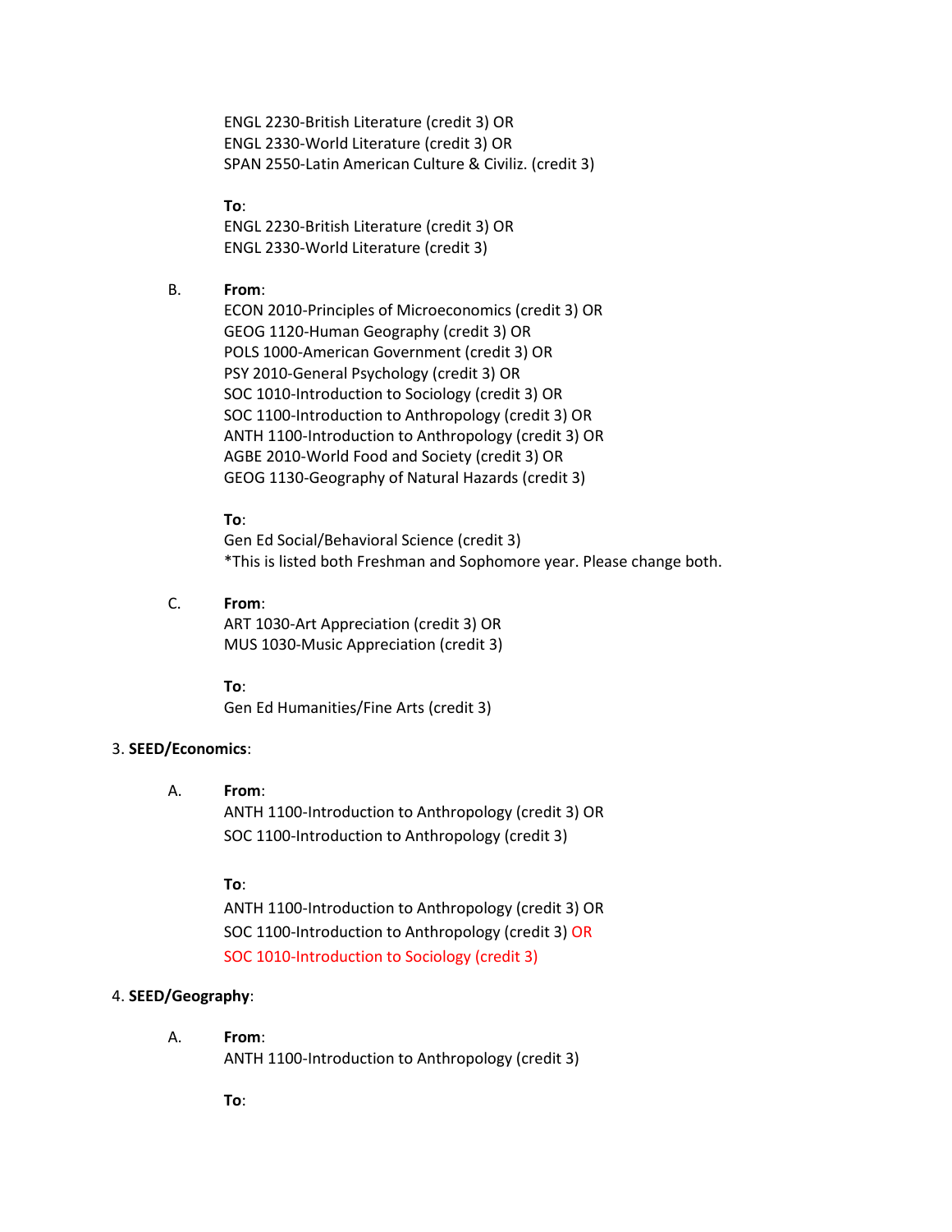ENGL 2230-British Literature (credit 3) OR
ENGL 2330-World Literature (credit 3) OR
SPAN 2550-Latin American Culture & Civiliz. (credit 3)

**To**:
ENGL 2230-British Literature (credit 3) OR
ENGL 2330-World Literature (credit 3)

B. **From**:
ECON 2010-Principles of Microeconomics (credit 3) OR
GEOG 1120-Human Geography (credit 3) OR
POLS 1000-American Government (credit 3) OR
PSY 2010-General Psychology (credit 3) OR
SOC 1010-Introduction to Sociology (credit 3) OR
SOC 1100-Introduction to Anthropology (credit 3) OR
ANTH 1100-Introduction to Anthropology (credit 3) OR
AGBE 2010-World Food and Society (credit 3) OR
GEOG 1130-Geography of Natural Hazards (credit 3)

**To**:
Gen Ed Social/Behavioral Science (credit 3)
*This is listed both Freshman and Sophomore year. Please change both.

C. **From**:
ART 1030-Art Appreciation (credit 3) OR
MUS 1030-Music Appreciation (credit 3)

**To**:
Gen Ed Humanities/Fine Arts (credit 3)

3. **SEED/Economics**:

A. **From**:
ANTH 1100-Introduction to Anthropology (credit 3) OR
SOC 1100-Introduction to Anthropology (credit 3)

**To**:
ANTH 1100-Introduction to Anthropology (credit 3) OR
SOC 1100-Introduction to Anthropology (credit 3) OR
SOC 1010-Introduction to Sociology (credit 3)

4. **SEED/Geography**:

A. **From**:
ANTH 1100-Introduction to Anthropology (credit 3)

**To**: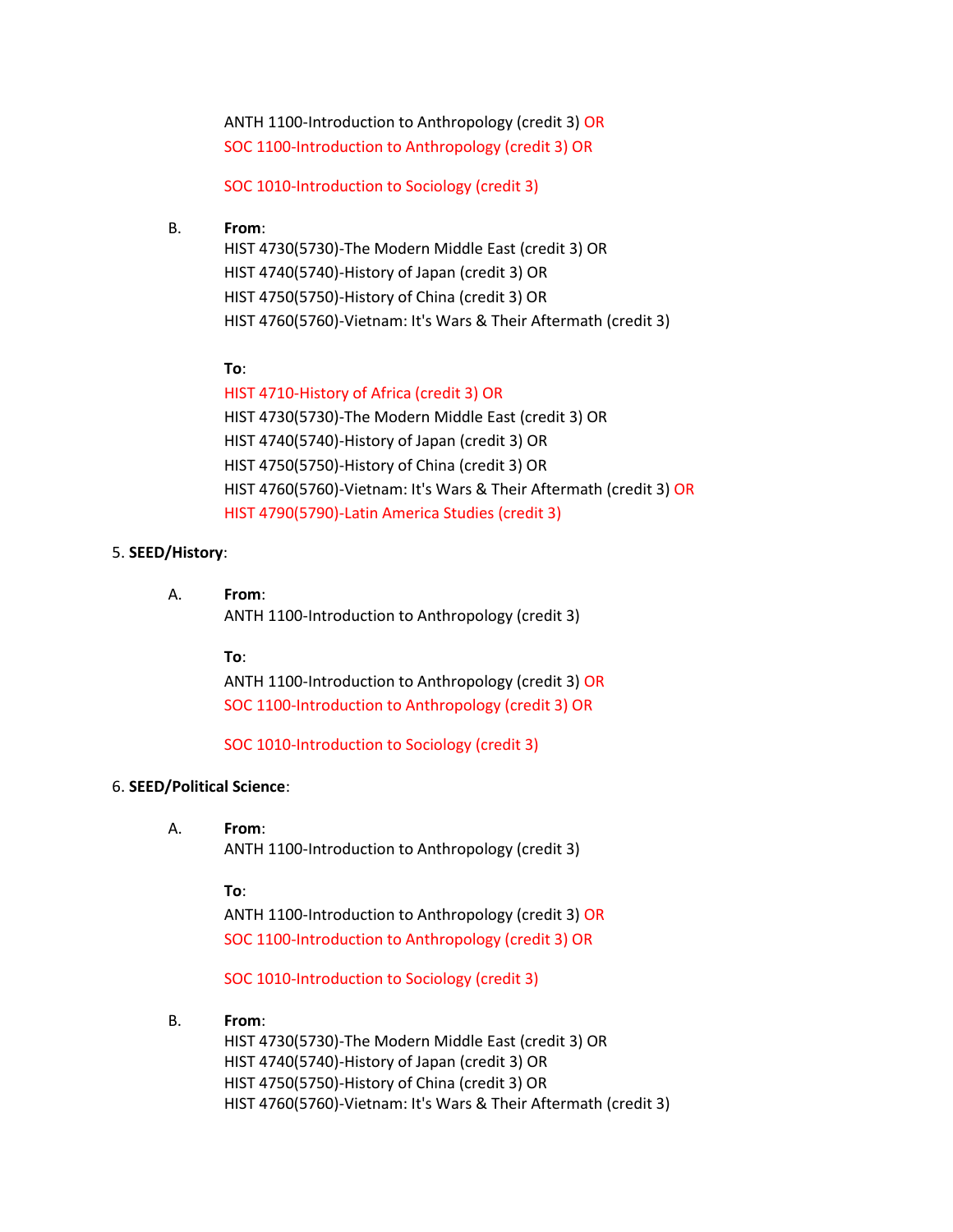ANTH 1100-Introduction to Anthropology (credit 3) OR
SOC 1100-Introduction to Anthropology (credit 3) OR

SOC 1010-Introduction to Sociology (credit 3)

B. **From**:
HIST 4730(5730)-The Modern Middle East (credit 3) OR
HIST 4740(5740)-History of Japan (credit 3) OR
HIST 4750(5750)-History of China (credit 3) OR
HIST 4760(5760)-Vietnam: It's Wars & Their Aftermath (credit 3)

**To**:
HIST 4710-History of Africa (credit 3) OR
HIST 4730(5730)-The Modern Middle East (credit 3) OR
HIST 4740(5740)-History of Japan (credit 3) OR
HIST 4750(5750)-History of China (credit 3) OR
HIST 4760(5760)-Vietnam: It's Wars & Their Aftermath (credit 3) OR
HIST 4790(5790)-Latin America Studies (credit 3)

5. **SEED/History**:

A. **From**:
ANTH 1100-Introduction to Anthropology (credit 3)

**To**:
ANTH 1100-Introduction to Anthropology (credit 3) OR
SOC 1100-Introduction to Anthropology (credit 3) OR

SOC 1010-Introduction to Sociology (credit 3)

6. **SEED/Political Science**:

A. **From**:
ANTH 1100-Introduction to Anthropology (credit 3)

**To**:
ANTH 1100-Introduction to Anthropology (credit 3) OR
SOC 1100-Introduction to Anthropology (credit 3) OR

SOC 1010-Introduction to Sociology (credit 3)

B. **From**:
HIST 4730(5730)-The Modern Middle East (credit 3) OR
HIST 4740(5740)-History of Japan (credit 3) OR
HIST 4750(5750)-History of China (credit 3) OR
HIST 4760(5760)-Vietnam: It's Wars & Their Aftermath (credit 3)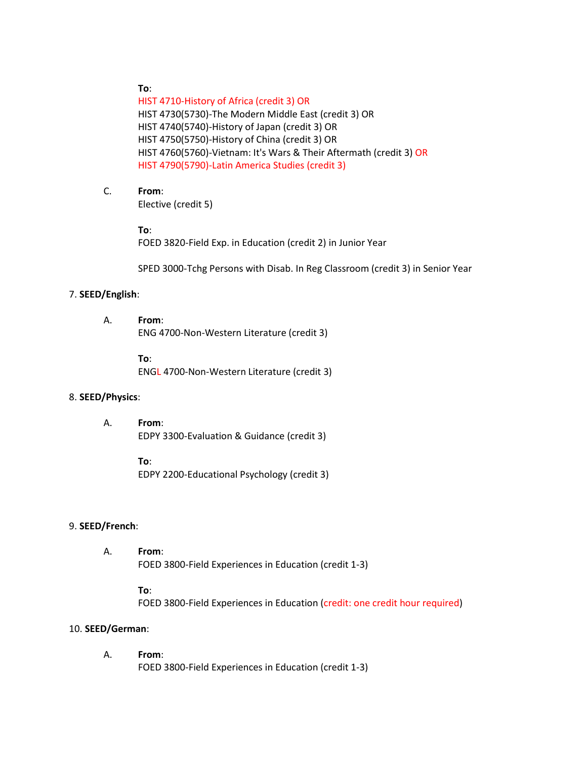**To**:
HIST 4710-History of Africa (credit 3) OR
HIST 4730(5730)-The Modern Middle East (credit 3) OR
HIST 4740(5740)-History of Japan (credit 3) OR
HIST 4750(5750)-History of China (credit 3) OR
HIST 4760(5760)-Vietnam: It's Wars & Their Aftermath (credit 3) OR
HIST 4790(5790)-Latin America Studies (credit 3)

C. **From**:
Elective (credit 5)

**To**:
FOED 3820-Field Exp. in Education (credit 2) in Junior Year

SPED 3000-Tchg Persons with Disab. In Reg Classroom (credit 3) in Senior Year

7. **SEED/English**:

A. **From**:
ENG 4700-Non-Western Literature (credit 3)

**To**:
ENGL 4700-Non-Western Literature (credit 3)

8. **SEED/Physics**:

A. **From**:
EDPY 3300-Evaluation & Guidance (credit 3)

**To**:
EDPY 2200-Educational Psychology (credit 3)

9. **SEED/French**:

A. **From**:
FOED 3800-Field Experiences in Education (credit 1-3)

**To**:
FOED 3800-Field Experiences in Education (credit: one credit hour required)

10. **SEED/German**:

A. **From**:
FOED 3800-Field Experiences in Education (credit 1-3)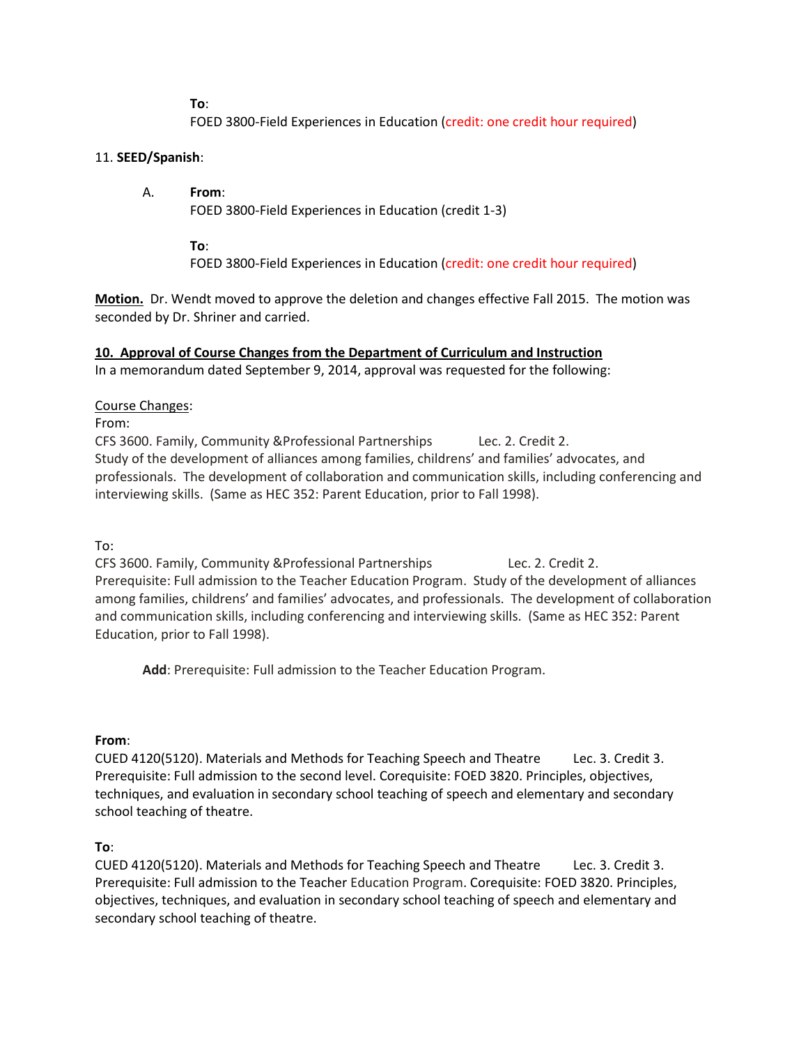**To**:
FOED 3800-Field Experiences in Education (credit: one credit hour required)

11. **SEED/Spanish**:

A. **From**:
FOED 3800-Field Experiences in Education (credit 1-3)

**To**:
FOED 3800-Field Experiences in Education (credit: one credit hour required)

**Motion.** Dr. Wendt moved to approve the deletion and changes effective Fall 2015. The motion was seconded by Dr. Shriner and carried.

**10. Approval of Course Changes from the Department of Curriculum and Instruction**

In a memorandum dated September 9, 2014, approval was requested for the following:

Course Changes:

From:
CFS 3600. Family, Community &Professional Partnerships Lec. 2. Credit 2.
Study of the development of alliances among families, childrens' and families' advocates, and professionals. The development of collaboration and communication skills, including conferencing and interviewing skills. (Same as HEC 352: Parent Education, prior to Fall 1998).

To:
CFS 3600. Family, Community &Professional Partnerships Lec. 2. Credit 2.
Prerequisite: Full admission to the Teacher Education Program. Study of the development of alliances among families, childrens' and families' advocates, and professionals. The development of collaboration and communication skills, including conferencing and interviewing skills. (Same as HEC 352: Parent Education, prior to Fall 1998).

**Add**: Prerequisite: Full admission to the Teacher Education Program.

**From**:
CUED 4120(5120). Materials and Methods for Teaching Speech and Theatre Lec. 3. Credit 3.
Prerequisite: Full admission to the second level. Corequisite: FOED 3820. Principles, objectives, techniques, and evaluation in secondary school teaching of speech and elementary and secondary school teaching of theatre.

**To**:
CUED 4120(5120). Materials and Methods for Teaching Speech and Theatre Lec. 3. Credit 3.
Prerequisite: Full admission to the Teacher Education Program. Corequisite: FOED 3820. Principles, objectives, techniques, and evaluation in secondary school teaching of speech and elementary and secondary school teaching of theatre.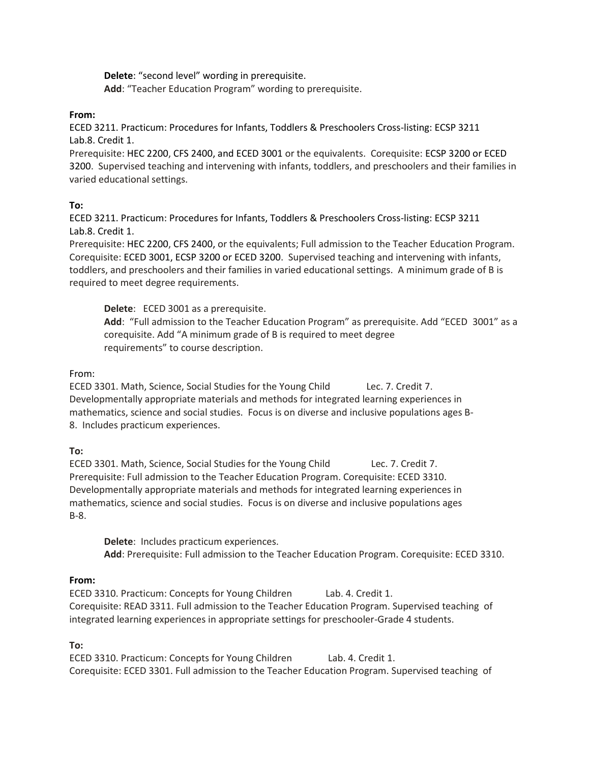**Delete**: "second level" wording in prerequisite.
**Add**: "Teacher Education Program" wording to prerequisite.

**From:**
ECED 3211. Practicum: Procedures for Infants, Toddlers & Preschoolers Cross-listing: ECSP 3211
Lab.8. Credit 1.
Prerequisite: HEC 2200, CFS 2400, and ECED 3001 or the equivalents. Corequisite: ECSP 3200 or ECED 3200. Supervised teaching and intervening with infants, toddlers, and preschoolers and their families in varied educational settings.

**To:**
ECED 3211. Practicum: Procedures for Infants, Toddlers & Preschoolers Cross-listing: ECSP 3211
Lab.8. Credit 1.
Prerequisite: HEC 2200, CFS 2400, or the equivalents; Full admission to the Teacher Education Program. Corequisite: ECED 3001, ECSP 3200 or ECED 3200. Supervised teaching and intervening with infants, toddlers, and preschoolers and their families in varied educational settings. A minimum grade of B is required to meet degree requirements.

**Delete**: ECED 3001 as a prerequisite.
**Add**: "Full admission to the Teacher Education Program" as prerequisite. Add "ECED 3001" as a corequisite. Add "A minimum grade of B is required to meet degree requirements" to course description.

From:
ECED 3301. Math, Science, Social Studies for the Young Child Lec. 7. Credit 7.
Developmentally appropriate materials and methods for integrated learning experiences in mathematics, science and social studies. Focus is on diverse and inclusive populations ages B-8. Includes practicum experiences.

**To:**
ECED 3301. Math, Science, Social Studies for the Young Child Lec. 7. Credit 7.
Prerequisite: Full admission to the Teacher Education Program. Corequisite: ECED 3310. Developmentally appropriate materials and methods for integrated learning experiences in mathematics, science and social studies. Focus is on diverse and inclusive populations ages B-8.

**Delete**: Includes practicum experiences.
**Add**: Prerequisite: Full admission to the Teacher Education Program. Corequisite: ECED 3310.

**From:**
ECED 3310. Practicum: Concepts for Young Children Lab. 4. Credit 1.
Corequisite: READ 3311. Full admission to the Teacher Education Program. Supervised teaching of integrated learning experiences in appropriate settings for preschooler-Grade 4 students.

**To:**
ECED 3310. Practicum: Concepts for Young Children Lab. 4. Credit 1.
Corequisite: ECED 3301. Full admission to the Teacher Education Program. Supervised teaching of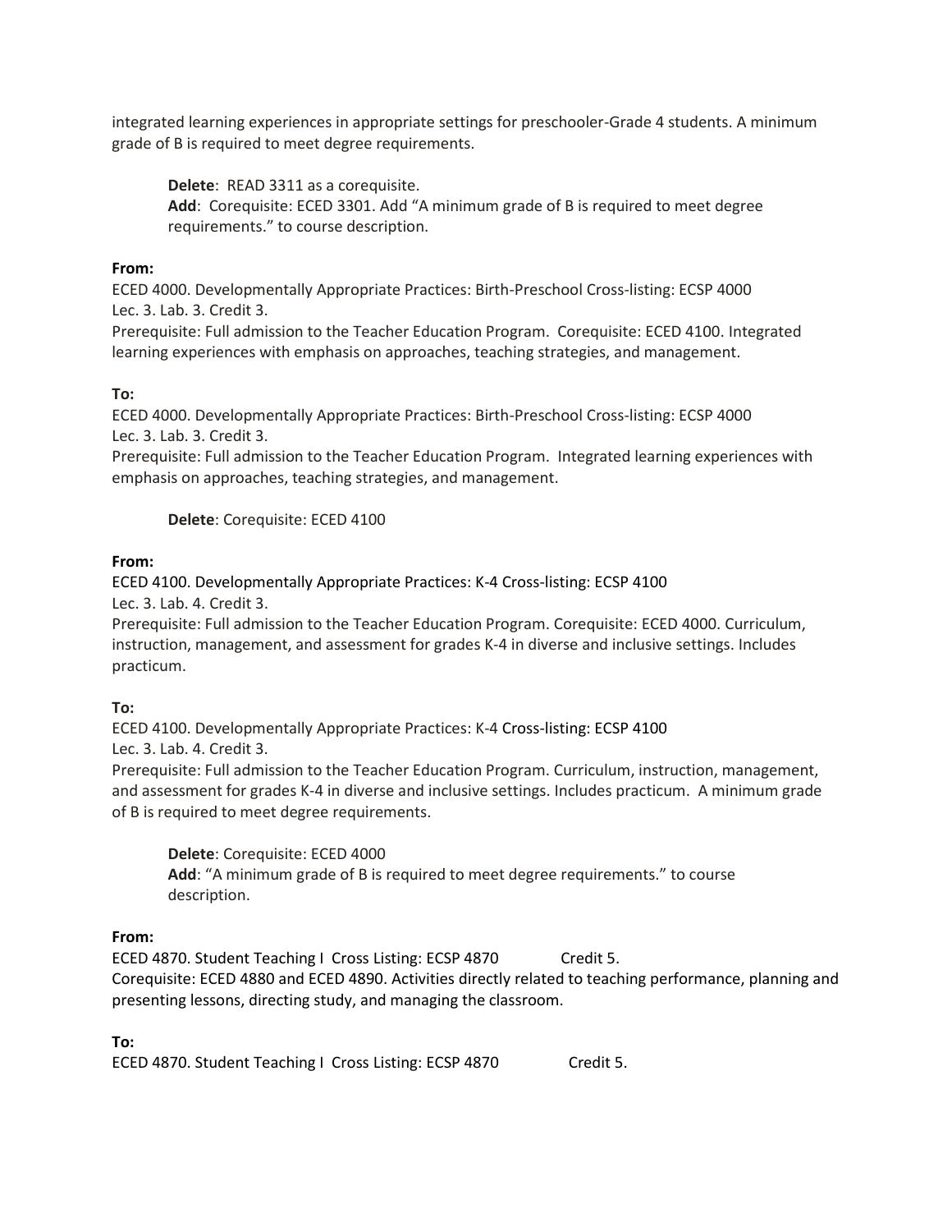integrated learning experiences in appropriate settings for preschooler-Grade 4 students. A minimum grade of B is required to meet degree requirements.

> **Delete**: READ 3311 as a corequisite.
> **Add**: Corequisite: ECED 3301. Add "A minimum grade of B is required to meet degree requirements." to course description.

**From:**

ECED 4000. Developmentally Appropriate Practices: Birth-Preschool Cross-listing: ECSP 4000
Lec. 3. Lab. 3. Credit 3.
Prerequisite: Full admission to the Teacher Education Program. Corequisite: ECED 4100. Integrated learning experiences with emphasis on approaches, teaching strategies, and management.

**To:**

ECED 4000. Developmentally Appropriate Practices: Birth-Preschool Cross-listing: ECSP 4000
Lec. 3. Lab. 3. Credit 3.
Prerequisite: Full admission to the Teacher Education Program. Integrated learning experiences with emphasis on approaches, teaching strategies, and management.

> **Delete**: Corequisite: ECED 4100

**From:**

ECED 4100. Developmentally Appropriate Practices: K-4 Cross-listing: ECSP 4100
Lec. 3. Lab. 4. Credit 3.
Prerequisite: Full admission to the Teacher Education Program. Corequisite: ECED 4000. Curriculum, instruction, management, and assessment for grades K-4 in diverse and inclusive settings. Includes practicum.

**To:**

ECED 4100. Developmentally Appropriate Practices: K-4 Cross-listing: ECSP 4100
Lec. 3. Lab. 4. Credit 3.
Prerequisite: Full admission to the Teacher Education Program. Curriculum, instruction, management, and assessment for grades K-4 in diverse and inclusive settings. Includes practicum. A minimum grade of B is required to meet degree requirements.

> **Delete**: Corequisite: ECED 4000
> **Add**: "A minimum grade of B is required to meet degree requirements." to course description.

**From:**

ECED 4870. Student Teaching I Cross Listing: ECSP 4870 Credit 5.
Corequisite: ECED 4880 and ECED 4890. Activities directly related to teaching performance, planning and presenting lessons, directing study, and managing the classroom.

**To:**

ECED 4870. Student Teaching I Cross Listing: ECSP 4870 Credit 5.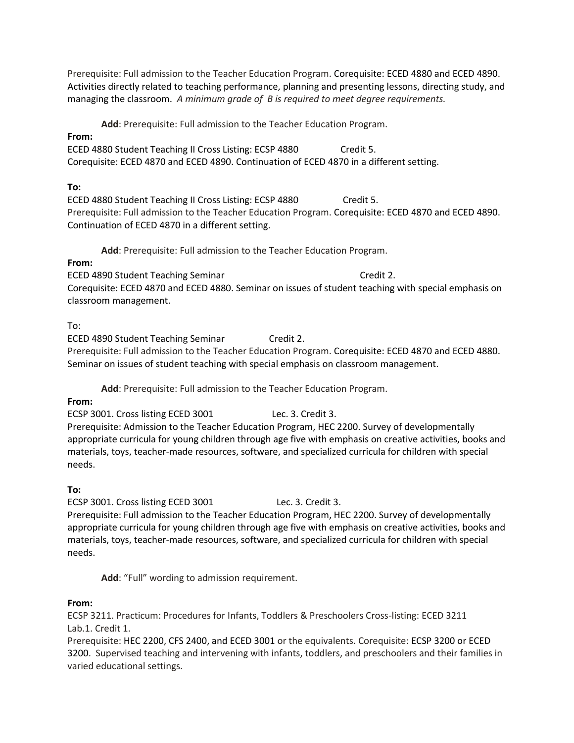Prerequisite: Full admission to the Teacher Education Program. Corequisite: ECED 4880 and ECED 4890. Activities directly related to teaching performance, planning and presenting lessons, directing study, and managing the classroom. *A minimum grade of B is required to meet degree requirements.*

**Add**: Prerequisite: Full admission to the Teacher Education Program.

**From:**

ECED 4880 Student Teaching II Cross Listing: ECSP 4880 Credit 5.
Corequisite: ECED 4870 and ECED 4890. Continuation of ECED 4870 in a different setting.

**To:**

ECED 4880 Student Teaching II Cross Listing: ECSP 4880 Credit 5.
Prerequisite: Full admission to the Teacher Education Program. Corequisite: ECED 4870 and ECED 4890. Continuation of ECED 4870 in a different setting.

**Add**: Prerequisite: Full admission to the Teacher Education Program.

**From:**

ECED 4890 Student Teaching Seminar Credit 2.
Corequisite: ECED 4870 and ECED 4880. Seminar on issues of student teaching with special emphasis on classroom management.

To:

ECED 4890 Student Teaching Seminar Credit 2.
Prerequisite: Full admission to the Teacher Education Program. Corequisite: ECED 4870 and ECED 4880. Seminar on issues of student teaching with special emphasis on classroom management.

**Add**: Prerequisite: Full admission to the Teacher Education Program.

**From:**

ECSP 3001. Cross listing ECED 3001 Lec. 3. Credit 3.
Prerequisite: Admission to the Teacher Education Program, HEC 2200. Survey of developmentally appropriate curricula for young children through age five with emphasis on creative activities, books and materials, toys, teacher-made resources, software, and specialized curricula for children with special needs.

**To:**

ECSP 3001. Cross listing ECED 3001 Lec. 3. Credit 3.
Prerequisite: Full admission to the Teacher Education Program, HEC 2200. Survey of developmentally appropriate curricula for young children through age five with emphasis on creative activities, books and materials, toys, teacher-made resources, software, and specialized curricula for children with special needs.

**Add**: "Full" wording to admission requirement.

**From:**

ECSP 3211. Practicum: Procedures for Infants, Toddlers & Preschoolers Cross-listing: ECED 3211
Lab.1. Credit 1.
Prerequisite: HEC 2200, CFS 2400, and ECED 3001 or the equivalents. Corequisite: ECSP 3200 or ECED 3200. Supervised teaching and intervening with infants, toddlers, and preschoolers and their families in varied educational settings.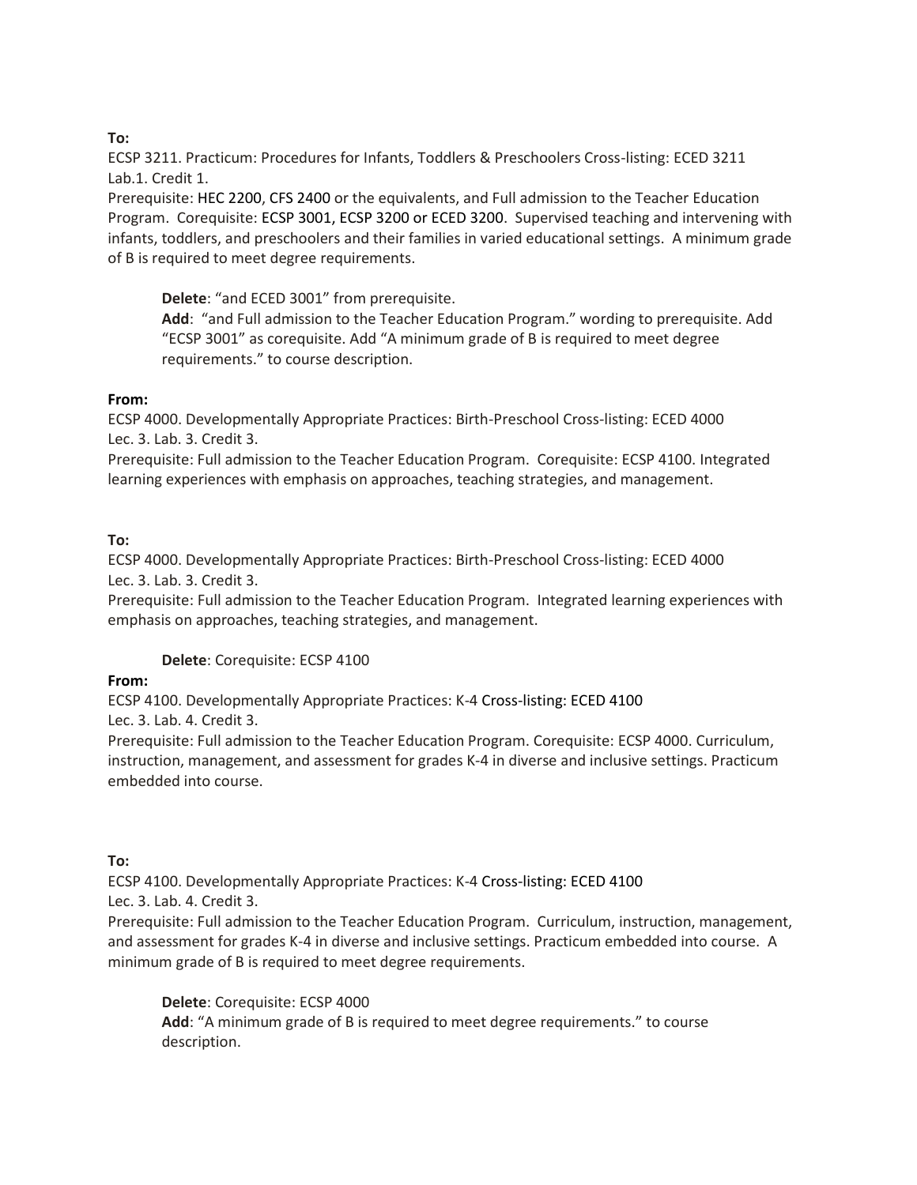**To:**

ECSP 3211. Practicum: Procedures for Infants, Toddlers & Preschoolers Cross-listing: ECED 3211
Lab.1. Credit 1.
Prerequisite: HEC 2200, CFS 2400 or the equivalents, and Full admission to the Teacher Education Program. Corequisite: ECSP 3001, ECSP 3200 or ECED 3200. Supervised teaching and intervening with infants, toddlers, and preschoolers and their families in varied educational settings. A minimum grade of B is required to meet degree requirements.

> **Delete**: "and ECED 3001" from prerequisite.
> **Add**: "and Full admission to the Teacher Education Program." wording to prerequisite. Add "ECSP 3001" as corequisite. Add "A minimum grade of B is required to meet degree requirements." to course description.

**From:**

ECSP 4000. Developmentally Appropriate Practices: Birth-Preschool Cross-listing: ECED 4000
Lec. 3. Lab. 3. Credit 3.
Prerequisite: Full admission to the Teacher Education Program. Corequisite: ECSP 4100. Integrated learning experiences with emphasis on approaches, teaching strategies, and management.

**To:**

ECSP 4000. Developmentally Appropriate Practices: Birth-Preschool Cross-listing: ECED 4000
Lec. 3. Lab. 3. Credit 3.
Prerequisite: Full admission to the Teacher Education Program. Integrated learning experiences with emphasis on approaches, teaching strategies, and management.

> **Delete**: Corequisite: ECSP 4100

**From:**

ECSP 4100. Developmentally Appropriate Practices: K-4 Cross-listing: ECED 4100
Lec. 3. Lab. 4. Credit 3.
Prerequisite: Full admission to the Teacher Education Program. Corequisite: ECSP 4000. Curriculum, instruction, management, and assessment for grades K-4 in diverse and inclusive settings. Practicum embedded into course.

**To:**

ECSP 4100. Developmentally Appropriate Practices: K-4 Cross-listing: ECED 4100
Lec. 3. Lab. 4. Credit 3.
Prerequisite: Full admission to the Teacher Education Program. Curriculum, instruction, management, and assessment for grades K-4 in diverse and inclusive settings. Practicum embedded into course. A minimum grade of B is required to meet degree requirements.

> **Delete**: Corequisite: ECSP 4000
> **Add**: "A minimum grade of B is required to meet degree requirements." to course description.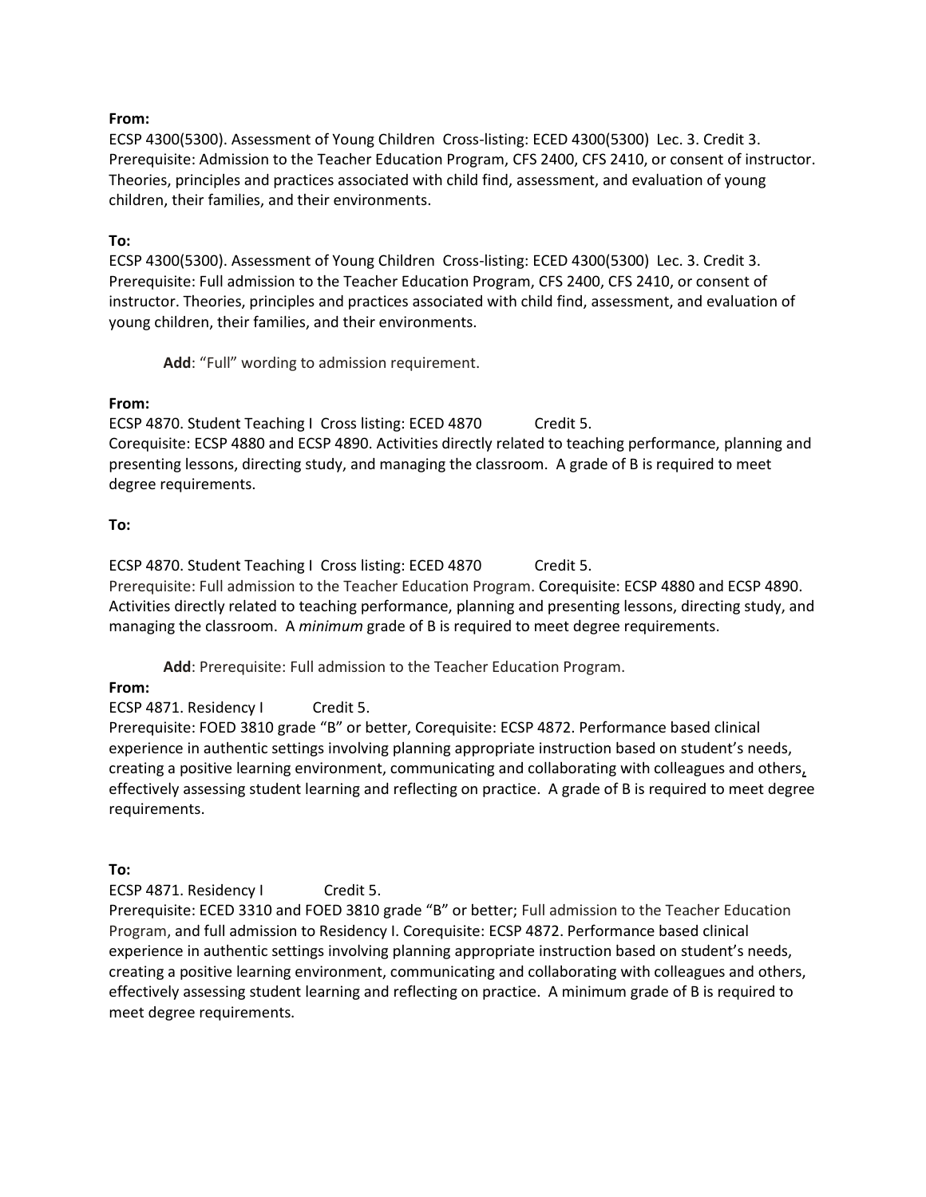**From:**

ECSP 4300(5300). Assessment of Young Children  Cross-listing: ECED 4300(5300)  Lec. 3. Credit 3. Prerequisite: Admission to the Teacher Education Program, CFS 2400, CFS 2410, or consent of instructor. Theories, principles and practices associated with child find, assessment, and evaluation of young children, their families, and their environments.

**To:**

ECSP 4300(5300). Assessment of Young Children  Cross-listing: ECED 4300(5300)  Lec. 3. Credit 3. Prerequisite: Full admission to the Teacher Education Program, CFS 2400, CFS 2410, or consent of instructor. Theories, principles and practices associated with child find, assessment, and evaluation of young children, their families, and their environments.

**Add**: "Full" wording to admission requirement.

**From:**

ECSP 4870. Student Teaching I  Cross listing: ECED 4870   Credit 5.
Corequisite: ECSP 4880 and ECSP 4890. Activities directly related to teaching performance, planning and presenting lessons, directing study, and managing the classroom. A grade of B is required to meet degree requirements.

**To:**

ECSP 4870. Student Teaching I  Cross listing: ECED 4870   Credit 5.
Prerequisite: Full admission to the Teacher Education Program. Corequisite: ECSP 4880 and ECSP 4890. Activities directly related to teaching performance, planning and presenting lessons, directing study, and managing the classroom. A *minimum* grade of B is required to meet degree requirements.

**Add**: Prerequisite: Full admission to the Teacher Education Program.

**From:**

ECSP 4871. Residency I   Credit 5.
Prerequisite: FOED 3810 grade "B" or better, Corequisite: ECSP 4872. Performance based clinical experience in authentic settings involving planning appropriate instruction based on student's needs, creating a positive learning environment, communicating and collaborating with colleagues and others, effectively assessing student learning and reflecting on practice. A grade of B is required to meet degree requirements.

**To:**

ECSP 4871. Residency I   Credit 5.
Prerequisite: ECED 3310 and FOED 3810 grade "B" or better; Full admission to the Teacher Education Program, and full admission to Residency I. Corequisite: ECSP 4872. Performance based clinical experience in authentic settings involving planning appropriate instruction based on student's needs, creating a positive learning environment, communicating and collaborating with colleagues and others, effectively assessing student learning and reflecting on practice. A minimum grade of B is required to meet degree requirements.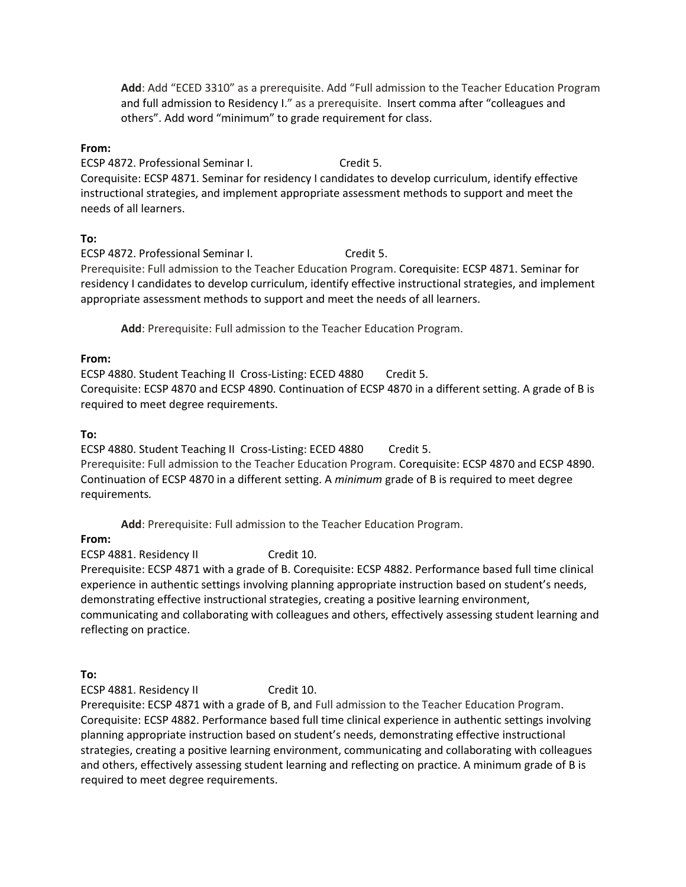**Add**: Add "ECED 3310" as a prerequisite. Add "Full admission to the Teacher Education Program and full admission to Residency I." as a prerequisite. Insert comma after "colleagues and others". Add word "minimum" to grade requirement for class.

**From:**

ECSP 4872. Professional Seminar I. Credit 5.
Corequisite: ECSP 4871. Seminar for residency I candidates to develop curriculum, identify effective instructional strategies, and implement appropriate assessment methods to support and meet the needs of all learners.

**To:**

ECSP 4872. Professional Seminar I. Credit 5.
Prerequisite: Full admission to the Teacher Education Program. Corequisite: ECSP 4871. Seminar for residency I candidates to develop curriculum, identify effective instructional strategies, and implement appropriate assessment methods to support and meet the needs of all learners.

**Add**: Prerequisite: Full admission to the Teacher Education Program.

**From:**

ECSP 4880. Student Teaching II Cross-Listing: ECED 4880 Credit 5.
Corequisite: ECSP 4870 and ECSP 4890. Continuation of ECSP 4870 in a different setting. A grade of B is required to meet degree requirements.

**To:**

ECSP 4880. Student Teaching II Cross-Listing: ECED 4880 Credit 5.
Prerequisite: Full admission to the Teacher Education Program. Corequisite: ECSP 4870 and ECSP 4890. Continuation of ECSP 4870 in a different setting. A *minimum* grade of B is required to meet degree requirements.

**Add**: Prerequisite: Full admission to the Teacher Education Program.

**From:**

ECSP 4881. Residency II Credit 10.
Prerequisite: ECSP 4871 with a grade of B. Corequisite: ECSP 4882. Performance based full time clinical experience in authentic settings involving planning appropriate instruction based on student's needs, demonstrating effective instructional strategies, creating a positive learning environment, communicating and collaborating with colleagues and others, effectively assessing student learning and reflecting on practice.

**To:**

ECSP 4881. Residency II Credit 10.
Prerequisite: ECSP 4871 with a grade of B, and Full admission to the Teacher Education Program. Corequisite: ECSP 4882. Performance based full time clinical experience in authentic settings involving planning appropriate instruction based on student's needs, demonstrating effective instructional strategies, creating a positive learning environment, communicating and collaborating with colleagues and others, effectively assessing student learning and reflecting on practice. A minimum grade of B is required to meet degree requirements.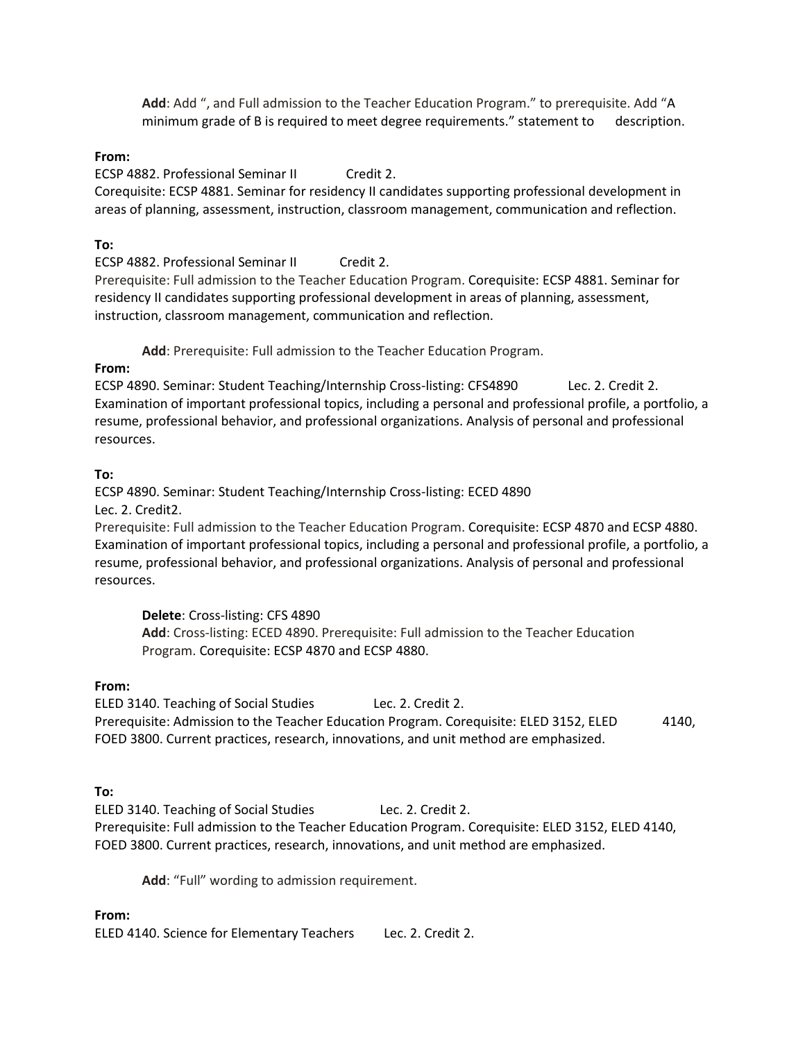**Add**: Add ", and Full admission to the Teacher Education Program." to prerequisite. Add "A minimum grade of B is required to meet degree requirements." statement to description.

**From:**

ECSP 4882. Professional Seminar II Credit 2.
Corequisite: ECSP 4881. Seminar for residency II candidates supporting professional development in areas of planning, assessment, instruction, classroom management, communication and reflection.

**To:**

ECSP 4882. Professional Seminar II Credit 2.
Prerequisite: Full admission to the Teacher Education Program. Corequisite: ECSP 4881. Seminar for residency II candidates supporting professional development in areas of planning, assessment, instruction, classroom management, communication and reflection.

**Add**: Prerequisite: Full admission to the Teacher Education Program.

**From:**

ECSP 4890. Seminar: Student Teaching/Internship Cross-listing: CFS4890 Lec. 2. Credit 2.
Examination of important professional topics, including a personal and professional profile, a portfolio, a resume, professional behavior, and professional organizations. Analysis of personal and professional resources.

**To:**

ECSP 4890. Seminar: Student Teaching/Internship Cross-listing: ECED 4890
Lec. 2. Credit2.
Prerequisite: Full admission to the Teacher Education Program. Corequisite: ECSP 4870 and ECSP 4880. Examination of important professional topics, including a personal and professional profile, a portfolio, a resume, professional behavior, and professional organizations. Analysis of personal and professional resources.

**Delete**: Cross-listing: CFS 4890
**Add**: Cross-listing: ECED 4890. Prerequisite: Full admission to the Teacher Education Program. Corequisite: ECSP 4870 and ECSP 4880.

**From:**

ELED 3140. Teaching of Social Studies Lec. 2. Credit 2.
Prerequisite: Admission to the Teacher Education Program. Corequisite: ELED 3152, ELED 4140, FOED 3800. Current practices, research, innovations, and unit method are emphasized.

**To:**

ELED 3140. Teaching of Social Studies Lec. 2. Credit 2.
Prerequisite: Full admission to the Teacher Education Program. Corequisite: ELED 3152, ELED 4140, FOED 3800. Current practices, research, innovations, and unit method are emphasized.

**Add**: "Full" wording to admission requirement.

**From:**

ELED 4140. Science for Elementary Teachers Lec. 2. Credit 2.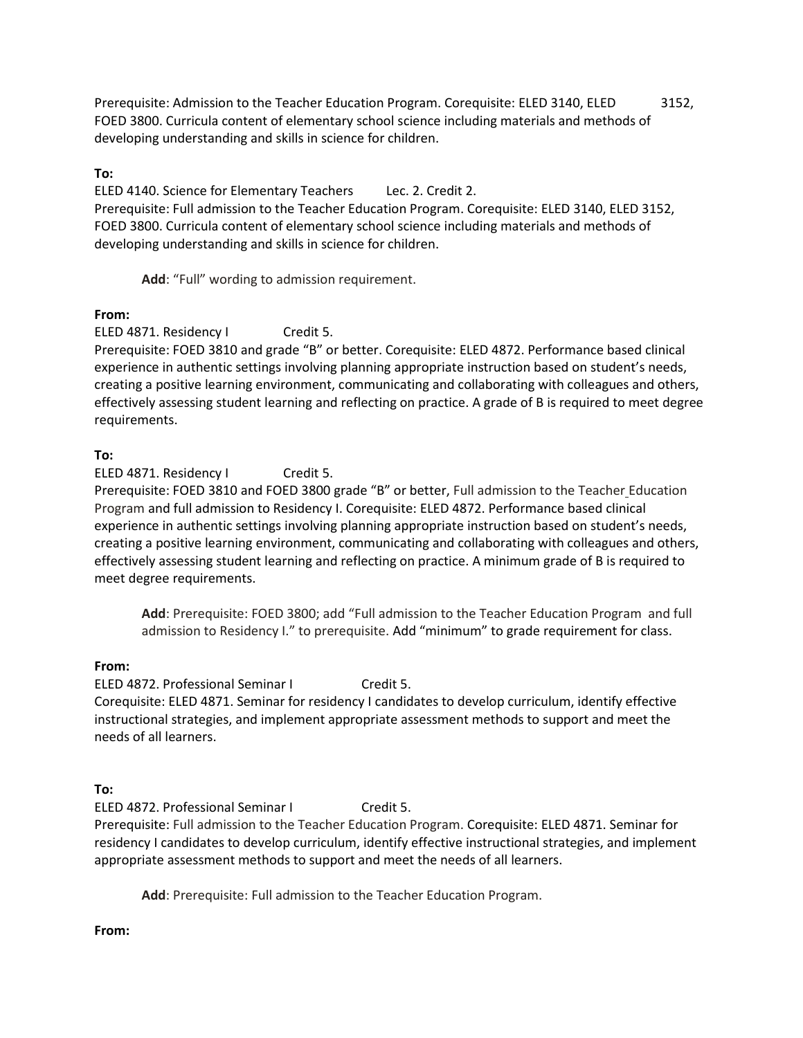Prerequisite: Admission to the Teacher Education Program. Corequisite: ELED 3140, ELED 3152, FOED 3800. Curricula content of elementary school science including materials and methods of developing understanding and skills in science for children.

**To:**

ELED 4140. Science for Elementary Teachers Lec. 2. Credit 2.

Prerequisite: Full admission to the Teacher Education Program. Corequisite: ELED 3140, ELED 3152, FOED 3800. Curricula content of elementary school science including materials and methods of developing understanding and skills in science for children.

> **Add**: "Full" wording to admission requirement.

**From:**

ELED 4871. Residency I Credit 5.

Prerequisite: FOED 3810 and grade "B" or better. Corequisite: ELED 4872. Performance based clinical experience in authentic settings involving planning appropriate instruction based on student's needs, creating a positive learning environment, communicating and collaborating with colleagues and others, effectively assessing student learning and reflecting on practice. A grade of B is required to meet degree requirements.

**To:**

ELED 4871. Residency I Credit 5.

Prerequisite: FOED 3810 and FOED 3800 grade "B" or better, Full admission to the Teacher Education Program and full admission to Residency I. Corequisite: ELED 4872. Performance based clinical experience in authentic settings involving planning appropriate instruction based on student's needs, creating a positive learning environment, communicating and collaborating with colleagues and others, effectively assessing student learning and reflecting on practice. A minimum grade of B is required to meet degree requirements.

> **Add**: Prerequisite: FOED 3800; add "Full admission to the Teacher Education Program and full admission to Residency I." to prerequisite. Add "minimum" to grade requirement for class.

**From:**

ELED 4872. Professional Seminar I Credit 5.

Corequisite: ELED 4871. Seminar for residency I candidates to develop curriculum, identify effective instructional strategies, and implement appropriate assessment methods to support and meet the needs of all learners.

**To:**

ELED 4872. Professional Seminar I Credit 5.

Prerequisite: Full admission to the Teacher Education Program. Corequisite: ELED 4871. Seminar for residency I candidates to develop curriculum, identify effective instructional strategies, and implement appropriate assessment methods to support and meet the needs of all learners.

> **Add**: Prerequisite: Full admission to the Teacher Education Program.

**From:**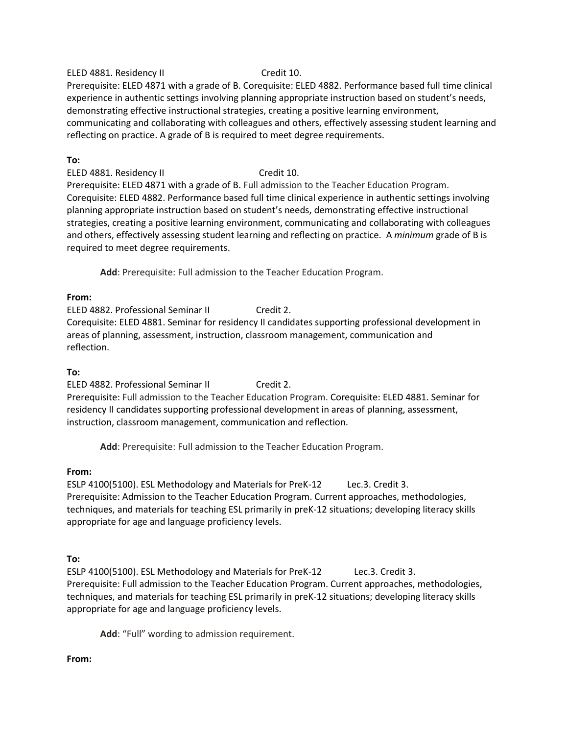ELED 4881. Residency II Credit 10.
Prerequisite: ELED 4871 with a grade of B. Corequisite: ELED 4882. Performance based full time clinical experience in authentic settings involving planning appropriate instruction based on student's needs, demonstrating effective instructional strategies, creating a positive learning environment, communicating and collaborating with colleagues and others, effectively assessing student learning and reflecting on practice. A grade of B is required to meet degree requirements.

**To:**

ELED 4881. Residency II Credit 10.
Prerequisite: ELED 4871 with a grade of B. Full admission to the Teacher Education Program. Corequisite: ELED 4882. Performance based full time clinical experience in authentic settings involving planning appropriate instruction based on student's needs, demonstrating effective instructional strategies, creating a positive learning environment, communicating and collaborating with colleagues and others, effectively assessing student learning and reflecting on practice. A *minimum* grade of B is required to meet degree requirements.

> **Add**: Prerequisite: Full admission to the Teacher Education Program.

**From:**

ELED 4882. Professional Seminar II Credit 2.
Corequisite: ELED 4881. Seminar for residency II candidates supporting professional development in areas of planning, assessment, instruction, classroom management, communication and reflection.

**To:**

ELED 4882. Professional Seminar II Credit 2.
Prerequisite: Full admission to the Teacher Education Program. Corequisite: ELED 4881. Seminar for residency II candidates supporting professional development in areas of planning, assessment, instruction, classroom management, communication and reflection.

> **Add**: Prerequisite: Full admission to the Teacher Education Program.

**From:**

ESLP 4100(5100). ESL Methodology and Materials for PreK-12 Lec.3. Credit 3.
Prerequisite: Admission to the Teacher Education Program. Current approaches, methodologies, techniques, and materials for teaching ESL primarily in preK-12 situations; developing literacy skills appropriate for age and language proficiency levels.

**To:**

ESLP 4100(5100). ESL Methodology and Materials for PreK-12 Lec.3. Credit 3.
Prerequisite: Full admission to the Teacher Education Program. Current approaches, methodologies, techniques, and materials for teaching ESL primarily in preK-12 situations; developing literacy skills appropriate for age and language proficiency levels.

> **Add**: "Full" wording to admission requirement.

**From:**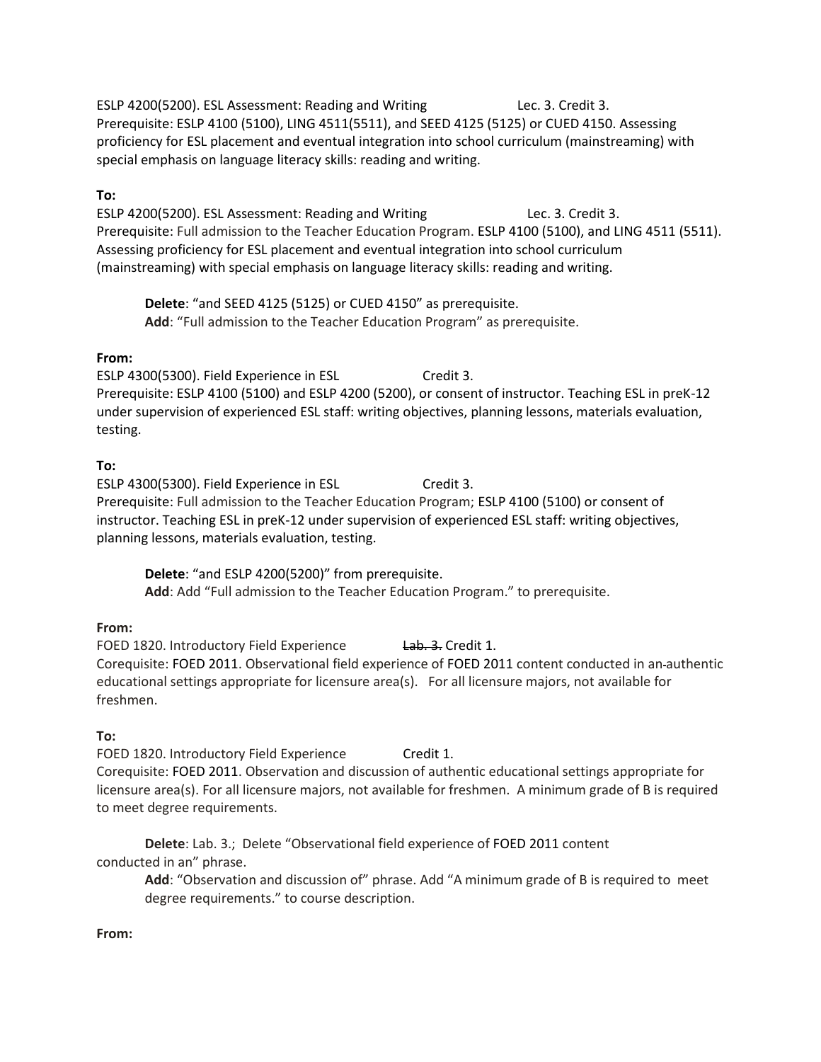ESLP 4200(5200). ESL Assessment: Reading and Writing Lec. 3. Credit 3.
Prerequisite: ESLP 4100 (5100), LING 4511(5511), and SEED 4125 (5125) or CUED 4150. Assessing proficiency for ESL placement and eventual integration into school curriculum (mainstreaming) with special emphasis on language literacy skills: reading and writing.

**To:**
ESLP 4200(5200). ESL Assessment: Reading and Writing Lec. 3. Credit 3.
Prerequisite: Full admission to the Teacher Education Program. ESLP 4100 (5100), and LING 4511 (5511). Assessing proficiency for ESL placement and eventual integration into school curriculum (mainstreaming) with special emphasis on language literacy skills: reading and writing.

> **Delete**: "and SEED 4125 (5125) or CUED 4150" as prerequisite.
> **Add**: "Full admission to the Teacher Education Program" as prerequisite.

**From:**
ESLP 4300(5300). Field Experience in ESL Credit 3.
Prerequisite: ESLP 4100 (5100) and ESLP 4200 (5200), or consent of instructor. Teaching ESL in preK-12 under supervision of experienced ESL staff: writing objectives, planning lessons, materials evaluation, testing.

**To:**
ESLP 4300(5300). Field Experience in ESL Credit 3.
Prerequisite: Full admission to the Teacher Education Program; ESLP 4100 (5100) or consent of instructor. Teaching ESL in preK-12 under supervision of experienced ESL staff: writing objectives, planning lessons, materials evaluation, testing.

> **Delete**: "and ESLP 4200(5200)" from prerequisite.
> **Add**: Add "Full admission to the Teacher Education Program." to prerequisite.

**From:**
FOED 1820. Introductory Field Experience ~~Lab. 3.~~ Credit 1.
Corequisite: FOED 2011. Observational field experience of FOED 2011 content conducted in an authentic educational settings appropriate for licensure area(s). For all licensure majors, not available for freshmen.

**To:**
FOED 1820. Introductory Field Experience Credit 1.
Corequisite: FOED 2011. Observation and discussion of authentic educational settings appropriate for licensure area(s). For all licensure majors, not available for freshmen. A minimum grade of B is required to meet degree requirements.

> **Delete**: Lab. 3.; Delete "Observational field experience of FOED 2011 content conducted in an" phrase.
> **Add**: "Observation and discussion of" phrase. Add "A minimum grade of B is required to meet degree requirements." to course description.

**From:**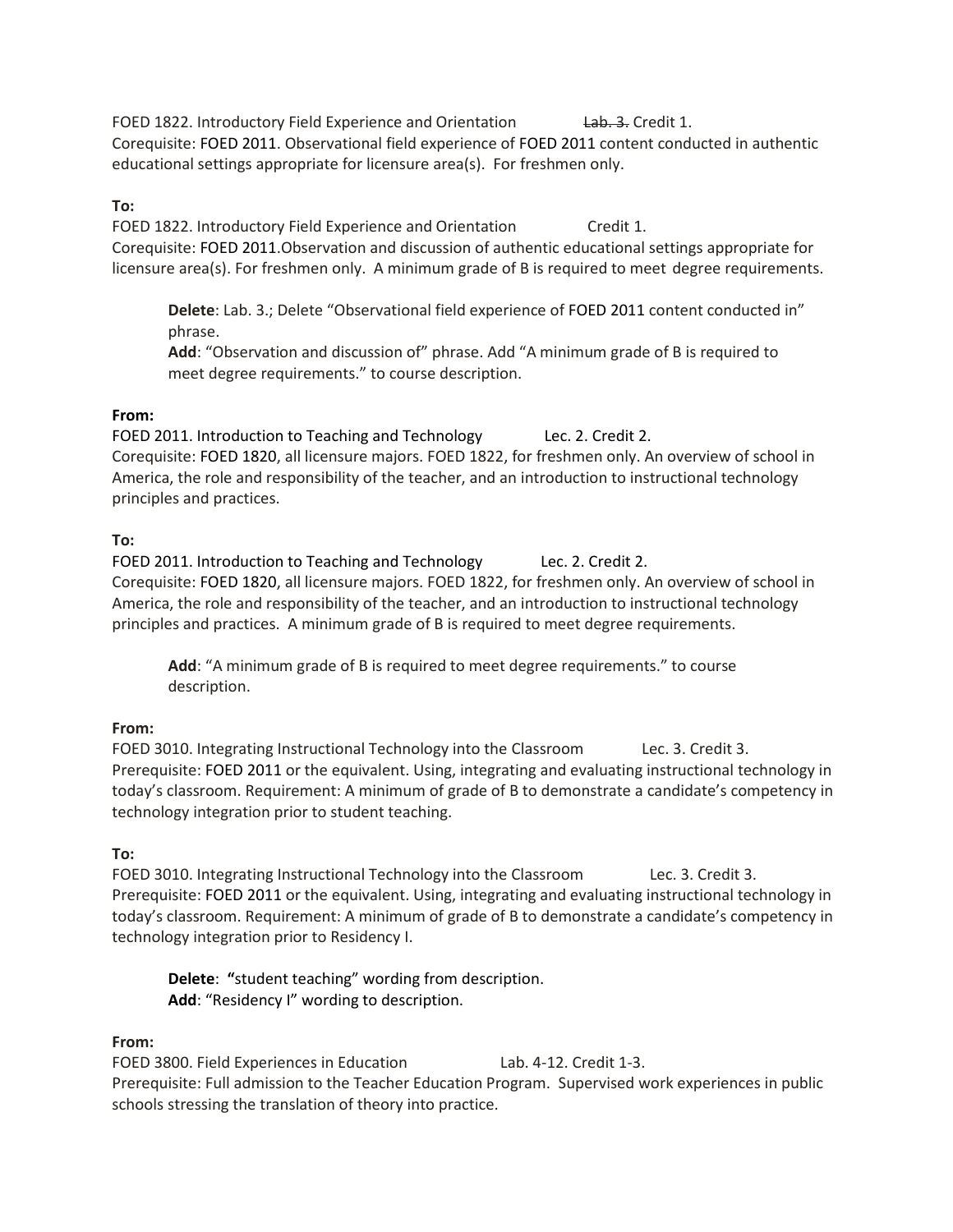FOED 1822. Introductory Field Experience and Orientation ~~Lab. 3.~~ Credit 1.
Corequisite: FOED 2011. Observational field experience of FOED 2011 content conducted in authentic educational settings appropriate for licensure area(s). For freshmen only.

**To:**
FOED 1822. Introductory Field Experience and Orientation Credit 1.
Corequisite: FOED 2011.Observation and discussion of authentic educational settings appropriate for licensure area(s). For freshmen only. A minimum grade of B is required to meet degree requirements.

> **Delete**: Lab. 3.; Delete "Observational field experience of FOED 2011 content conducted in" phrase.
> **Add**: "Observation and discussion of" phrase. Add "A minimum grade of B is required to meet degree requirements." to course description.

**From:**
FOED 2011. Introduction to Teaching and Technology Lec. 2. Credit 2.
Corequisite: FOED 1820, all licensure majors. FOED 1822, for freshmen only. An overview of school in America, the role and responsibility of the teacher, and an introduction to instructional technology principles and practices.

**To:**
FOED 2011. Introduction to Teaching and Technology Lec. 2. Credit 2.
Corequisite: FOED 1820, all licensure majors. FOED 1822, for freshmen only. An overview of school in America, the role and responsibility of the teacher, and an introduction to instructional technology principles and practices. A minimum grade of B is required to meet degree requirements.

> **Add**: "A minimum grade of B is required to meet degree requirements." to course description.

**From:**
FOED 3010. Integrating Instructional Technology into the Classroom Lec. 3. Credit 3.
Prerequisite: FOED 2011 or the equivalent. Using, integrating and evaluating instructional technology in today's classroom. Requirement: A minimum of grade of B to demonstrate a candidate's competency in technology integration prior to student teaching.

**To:**
FOED 3010. Integrating Instructional Technology into the Classroom Lec. 3. Credit 3.
Prerequisite: FOED 2011 or the equivalent. Using, integrating and evaluating instructional technology in today's classroom. Requirement: A minimum of grade of B to demonstrate a candidate's competency in technology integration prior to Residency I.

> **Delete**: **"**student teaching" wording from description.
> **Add**: "Residency I" wording to description.

**From:**
FOED 3800. Field Experiences in Education Lab. 4-12. Credit 1-3.
Prerequisite: Full admission to the Teacher Education Program. Supervised work experiences in public schools stressing the translation of theory into practice.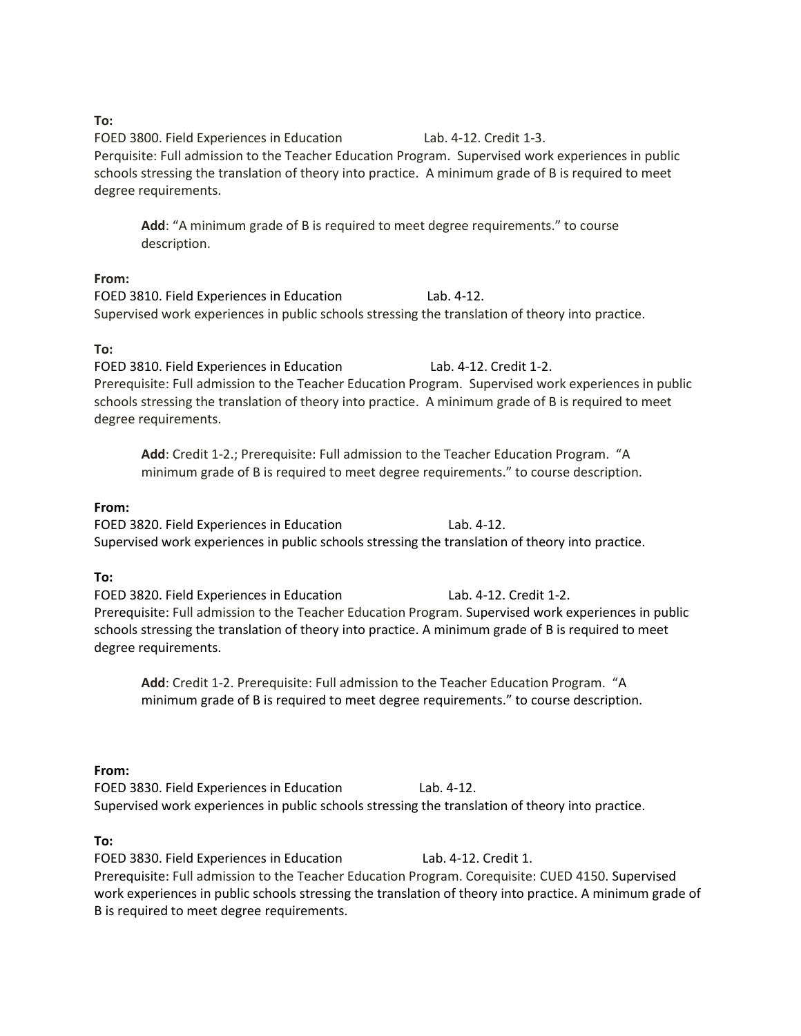**To:**
FOED 3800. Field Experiences in Education Lab. 4-12. Credit 1-3.
Perquisite: Full admission to the Teacher Education Program. Supervised work experiences in public schools stressing the translation of theory into practice. A minimum grade of B is required to meet degree requirements.

> **Add**: "A minimum grade of B is required to meet degree requirements." to course description.

**From:**
FOED 3810. Field Experiences in Education Lab. 4-12.
Supervised work experiences in public schools stressing the translation of theory into practice.

**To:**
FOED 3810. Field Experiences in Education Lab. 4-12. Credit 1-2.
Prerequisite: Full admission to the Teacher Education Program. Supervised work experiences in public schools stressing the translation of theory into practice. A minimum grade of B is required to meet degree requirements.

> **Add**: Credit 1-2.; Prerequisite: Full admission to the Teacher Education Program. "A minimum grade of B is required to meet degree requirements." to course description.

**From:**
FOED 3820. Field Experiences in Education Lab. 4-12.
Supervised work experiences in public schools stressing the translation of theory into practice.

**To:**
FOED 3820. Field Experiences in Education Lab. 4-12. Credit 1-2.
Prerequisite: Full admission to the Teacher Education Program. Supervised work experiences in public schools stressing the translation of theory into practice. A minimum grade of B is required to meet degree requirements.

> **Add**: Credit 1-2. Prerequisite: Full admission to the Teacher Education Program. "A minimum grade of B is required to meet degree requirements." to course description.

**From:**
FOED 3830. Field Experiences in Education Lab. 4-12.
Supervised work experiences in public schools stressing the translation of theory into practice.

**To:**
FOED 3830. Field Experiences in Education Lab. 4-12. Credit 1.
Prerequisite: Full admission to the Teacher Education Program. Corequisite: CUED 4150. Supervised work experiences in public schools stressing the translation of theory into practice. A minimum grade of B is required to meet degree requirements.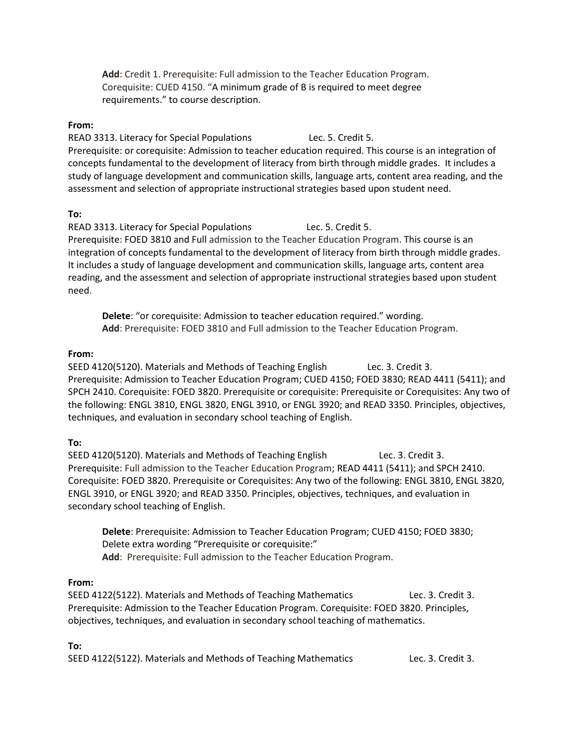> **Add**: Credit 1. Prerequisite: Full admission to the Teacher Education Program. Corequisite: CUED 4150. "A minimum grade of B is required to meet degree requirements." to course description.

**From:**

READ 3313. Literacy for Special Populations Lec. 5. Credit 5.
Prerequisite: or corequisite: Admission to teacher education required. This course is an integration of concepts fundamental to the development of literacy from birth through middle grades. It includes a study of language development and communication skills, language arts, content area reading, and the assessment and selection of appropriate instructional strategies based upon student need.

**To:**

READ 3313. Literacy for Special Populations Lec. 5. Credit 5.
Prerequisite: FOED 3810 and Full admission to the Teacher Education Program. This course is an integration of concepts fundamental to the development of literacy from birth through middle grades. It includes a study of language development and communication skills, language arts, content area reading, and the assessment and selection of appropriate instructional strategies based upon student need.

> **Delete**: "or corequisite: Admission to teacher education required." wording.
> **Add**: Prerequisite: FOED 3810 and Full admission to the Teacher Education Program.

**From:**

SEED 4120(5120). Materials and Methods of Teaching English Lec. 3. Credit 3.
Prerequisite: Admission to Teacher Education Program; CUED 4150; FOED 3830; READ 4411 (5411); and SPCH 2410. Corequisite: FOED 3820. Prerequisite or corequisite: Prerequisite or Corequisites: Any two of the following: ENGL 3810, ENGL 3820, ENGL 3910, or ENGL 3920; and READ 3350. Principles, objectives, techniques, and evaluation in secondary school teaching of English.

**To:**

SEED 4120(5120). Materials and Methods of Teaching English Lec. 3. Credit 3.
Prerequisite: Full admission to the Teacher Education Program; READ 4411 (5411); and SPCH 2410. Corequisite: FOED 3820. Prerequisite or Corequisites: Any two of the following: ENGL 3810, ENGL 3820, ENGL 3910, or ENGL 3920; and READ 3350. Principles, objectives, techniques, and evaluation in secondary school teaching of English.

> **Delete**: Prerequisite: Admission to Teacher Education Program; CUED 4150; FOED 3830;
> Delete extra wording "Prerequisite or corequisite:"
> **Add**: Prerequisite: Full admission to the Teacher Education Program.

**From:**

SEED 4122(5122). Materials and Methods of Teaching Mathematics Lec. 3. Credit 3.
Prerequisite: Admission to the Teacher Education Program. Corequisite: FOED 3820. Principles, objectives, techniques, and evaluation in secondary school teaching of mathematics.

**To:**

SEED 4122(5122). Materials and Methods of Teaching Mathematics Lec. 3. Credit 3.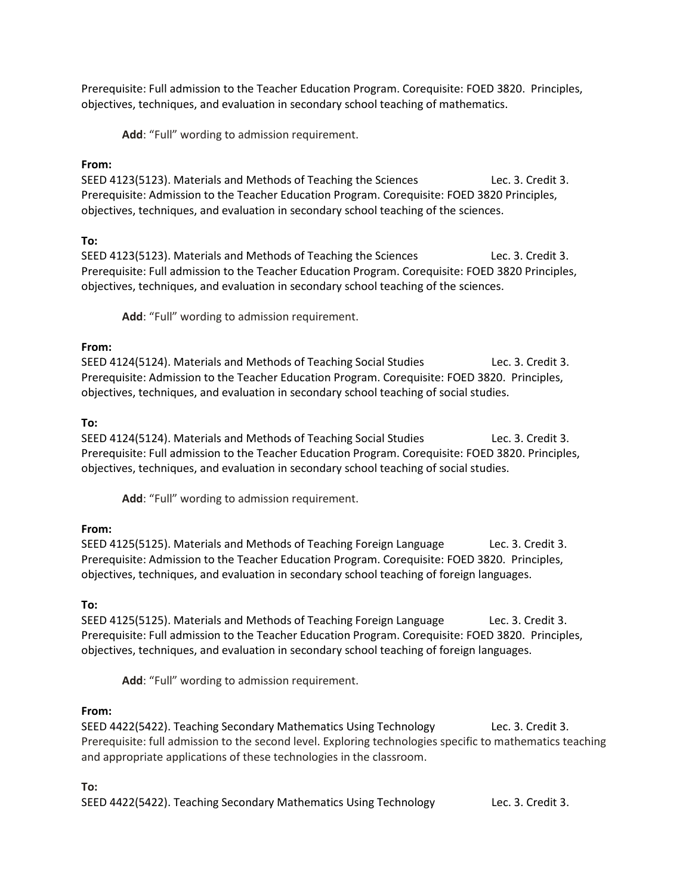Prerequisite: Full admission to the Teacher Education Program. Corequisite: FOED 3820. Principles, objectives, techniques, and evaluation in secondary school teaching of mathematics.

**Add**: "Full" wording to admission requirement.

**From:**

SEED 4123(5123). Materials and Methods of Teaching the Sciences Lec. 3. Credit 3.
Prerequisite: Admission to the Teacher Education Program. Corequisite: FOED 3820 Principles, objectives, techniques, and evaluation in secondary school teaching of the sciences.

**To:**

SEED 4123(5123). Materials and Methods of Teaching the Sciences Lec. 3. Credit 3.
Prerequisite: Full admission to the Teacher Education Program. Corequisite: FOED 3820 Principles, objectives, techniques, and evaluation in secondary school teaching of the sciences.

**Add**: "Full" wording to admission requirement.

**From:**

SEED 4124(5124). Materials and Methods of Teaching Social Studies Lec. 3. Credit 3.
Prerequisite: Admission to the Teacher Education Program. Corequisite: FOED 3820. Principles, objectives, techniques, and evaluation in secondary school teaching of social studies.

**To:**

SEED 4124(5124). Materials and Methods of Teaching Social Studies Lec. 3. Credit 3.
Prerequisite: Full admission to the Teacher Education Program. Corequisite: FOED 3820. Principles, objectives, techniques, and evaluation in secondary school teaching of social studies.

**Add**: "Full" wording to admission requirement.

**From:**

SEED 4125(5125). Materials and Methods of Teaching Foreign Language Lec. 3. Credit 3.
Prerequisite: Admission to the Teacher Education Program. Corequisite: FOED 3820. Principles, objectives, techniques, and evaluation in secondary school teaching of foreign languages.

**To:**

SEED 4125(5125). Materials and Methods of Teaching Foreign Language Lec. 3. Credit 3.
Prerequisite: Full admission to the Teacher Education Program. Corequisite: FOED 3820. Principles, objectives, techniques, and evaluation in secondary school teaching of foreign languages.

**Add**: "Full" wording to admission requirement.

**From:**

SEED 4422(5422). Teaching Secondary Mathematics Using Technology Lec. 3. Credit 3.
Prerequisite: full admission to the second level. Exploring technologies specific to mathematics teaching and appropriate applications of these technologies in the classroom.

**To:**

SEED 4422(5422). Teaching Secondary Mathematics Using Technology Lec. 3. Credit 3.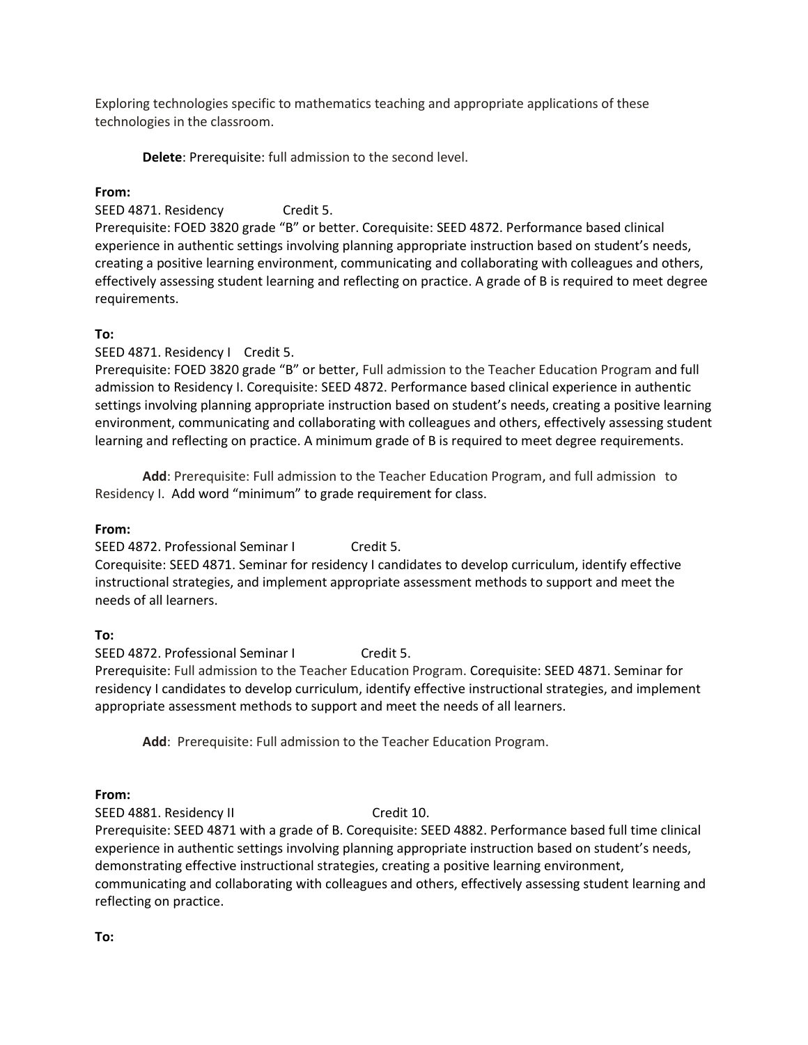Exploring technologies specific to mathematics teaching and appropriate applications of these technologies in the classroom.

**Delete**: Prerequisite: full admission to the second level.

**From:**

SEED 4871. Residency Credit 5.

Prerequisite: FOED 3820 grade "B" or better. Corequisite: SEED 4872. Performance based clinical experience in authentic settings involving planning appropriate instruction based on student's needs, creating a positive learning environment, communicating and collaborating with colleagues and others, effectively assessing student learning and reflecting on practice. A grade of B is required to meet degree requirements.

**To:**

SEED 4871. Residency I Credit 5.

Prerequisite: FOED 3820 grade "B" or better, Full admission to the Teacher Education Program and full admission to Residency I. Corequisite: SEED 4872. Performance based clinical experience in authentic settings involving planning appropriate instruction based on student's needs, creating a positive learning environment, communicating and collaborating with colleagues and others, effectively assessing student learning and reflecting on practice. A minimum grade of B is required to meet degree requirements.

**Add**: Prerequisite: Full admission to the Teacher Education Program, and full admission to Residency I. Add word "minimum" to grade requirement for class.

**From:**

SEED 4872. Professional Seminar I Credit 5.

Corequisite: SEED 4871. Seminar for residency I candidates to develop curriculum, identify effective instructional strategies, and implement appropriate assessment methods to support and meet the needs of all learners.

**To:**

SEED 4872. Professional Seminar I Credit 5.

Prerequisite: Full admission to the Teacher Education Program. Corequisite: SEED 4871. Seminar for residency I candidates to develop curriculum, identify effective instructional strategies, and implement appropriate assessment methods to support and meet the needs of all learners.

**Add**: Prerequisite: Full admission to the Teacher Education Program.

**From:**

SEED 4881. Residency II Credit 10.

Prerequisite: SEED 4871 with a grade of B. Corequisite: SEED 4882. Performance based full time clinical experience in authentic settings involving planning appropriate instruction based on student's needs, demonstrating effective instructional strategies, creating a positive learning environment, communicating and collaborating with colleagues and others, effectively assessing student learning and reflecting on practice.

**To:**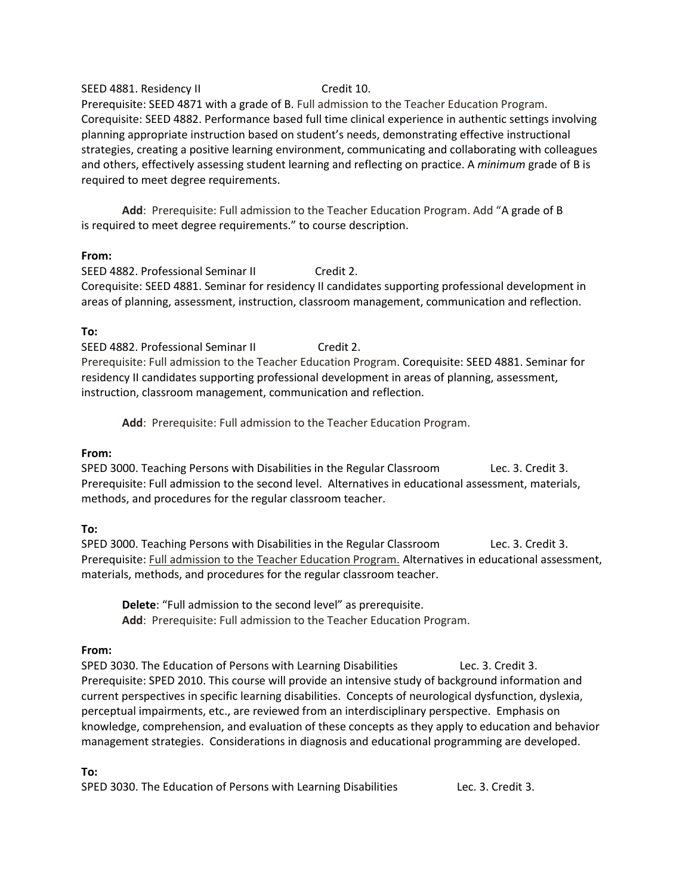SEED 4881. Residency II Credit 10.
Prerequisite: SEED 4871 with a grade of B. Full admission to the Teacher Education Program. Corequisite: SEED 4882. Performance based full time clinical experience in authentic settings involving planning appropriate instruction based on student's needs, demonstrating effective instructional strategies, creating a positive learning environment, communicating and collaborating with colleagues and others, effectively assessing student learning and reflecting on practice. A *minimum* grade of B is required to meet degree requirements.

**Add**: Prerequisite: Full admission to the Teacher Education Program. Add "A grade of B is required to meet degree requirements." to course description.

**From:**

SEED 4882. Professional Seminar II Credit 2.
Corequisite: SEED 4881. Seminar for residency II candidates supporting professional development in areas of planning, assessment, instruction, classroom management, communication and reflection.

**To:**

SEED 4882. Professional Seminar II Credit 2.
Prerequisite: Full admission to the Teacher Education Program. Corequisite: SEED 4881. Seminar for residency II candidates supporting professional development in areas of planning, assessment, instruction, classroom management, communication and reflection.

**Add**: Prerequisite: Full admission to the Teacher Education Program.

**From:**

SPED 3000. Teaching Persons with Disabilities in the Regular Classroom Lec. 3. Credit 3.
Prerequisite: Full admission to the second level. Alternatives in educational assessment, materials, methods, and procedures for the regular classroom teacher.

**To:**

SPED 3000. Teaching Persons with Disabilities in the Regular Classroom Lec. 3. Credit 3.
Prerequisite: Full admission to the Teacher Education Program. Alternatives in educational assessment, materials, methods, and procedures for the regular classroom teacher.

**Delete**: "Full admission to the second level" as prerequisite.
**Add**: Prerequisite: Full admission to the Teacher Education Program.

**From:**

SPED 3030. The Education of Persons with Learning Disabilities Lec. 3. Credit 3.
Prerequisite: SPED 2010. This course will provide an intensive study of background information and current perspectives in specific learning disabilities. Concepts of neurological dysfunction, dyslexia, perceptual impairments, etc., are reviewed from an interdisciplinary perspective. Emphasis on knowledge, comprehension, and evaluation of these concepts as they apply to education and behavior management strategies. Considerations in diagnosis and educational programming are developed.

**To:**

SPED 3030. The Education of Persons with Learning Disabilities Lec. 3. Credit 3.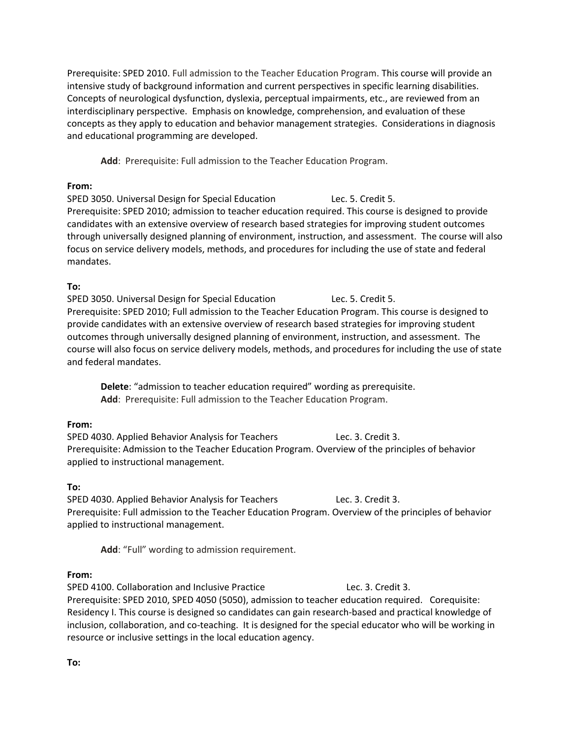Prerequisite: SPED 2010. Full admission to the Teacher Education Program. This course will provide an intensive study of background information and current perspectives in specific learning disabilities. Concepts of neurological dysfunction, dyslexia, perceptual impairments, etc., are reviewed from an interdisciplinary perspective. Emphasis on knowledge, comprehension, and evaluation of these concepts as they apply to education and behavior management strategies. Considerations in diagnosis and educational programming are developed.

> **Add**: Prerequisite: Full admission to the Teacher Education Program.

**From:**

SPED 3050. Universal Design for Special Education Lec. 5. Credit 5.
Prerequisite: SPED 2010; admission to teacher education required. This course is designed to provide candidates with an extensive overview of research based strategies for improving student outcomes through universally designed planning of environment, instruction, and assessment. The course will also focus on service delivery models, methods, and procedures for including the use of state and federal mandates.

**To:**

SPED 3050. Universal Design for Special Education Lec. 5. Credit 5.
Prerequisite: SPED 2010; Full admission to the Teacher Education Program. This course is designed to provide candidates with an extensive overview of research based strategies for improving student outcomes through universally designed planning of environment, instruction, and assessment. The course will also focus on service delivery models, methods, and procedures for including the use of state and federal mandates.

> **Delete**: "admission to teacher education required" wording as prerequisite.
> **Add**: Prerequisite: Full admission to the Teacher Education Program.

**From:**

SPED 4030. Applied Behavior Analysis for Teachers Lec. 3. Credit 3.
Prerequisite: Admission to the Teacher Education Program. Overview of the principles of behavior applied to instructional management.

**To:**

SPED 4030. Applied Behavior Analysis for Teachers Lec. 3. Credit 3.
Prerequisite: Full admission to the Teacher Education Program. Overview of the principles of behavior applied to instructional management.

> **Add**: "Full" wording to admission requirement.

**From:**

SPED 4100. Collaboration and Inclusive Practice Lec. 3. Credit 3.
Prerequisite: SPED 2010, SPED 4050 (5050), admission to teacher education required. Corequisite: Residency I. This course is designed so candidates can gain research-based and practical knowledge of inclusion, collaboration, and co-teaching. It is designed for the special educator who will be working in resource or inclusive settings in the local education agency.

**To:**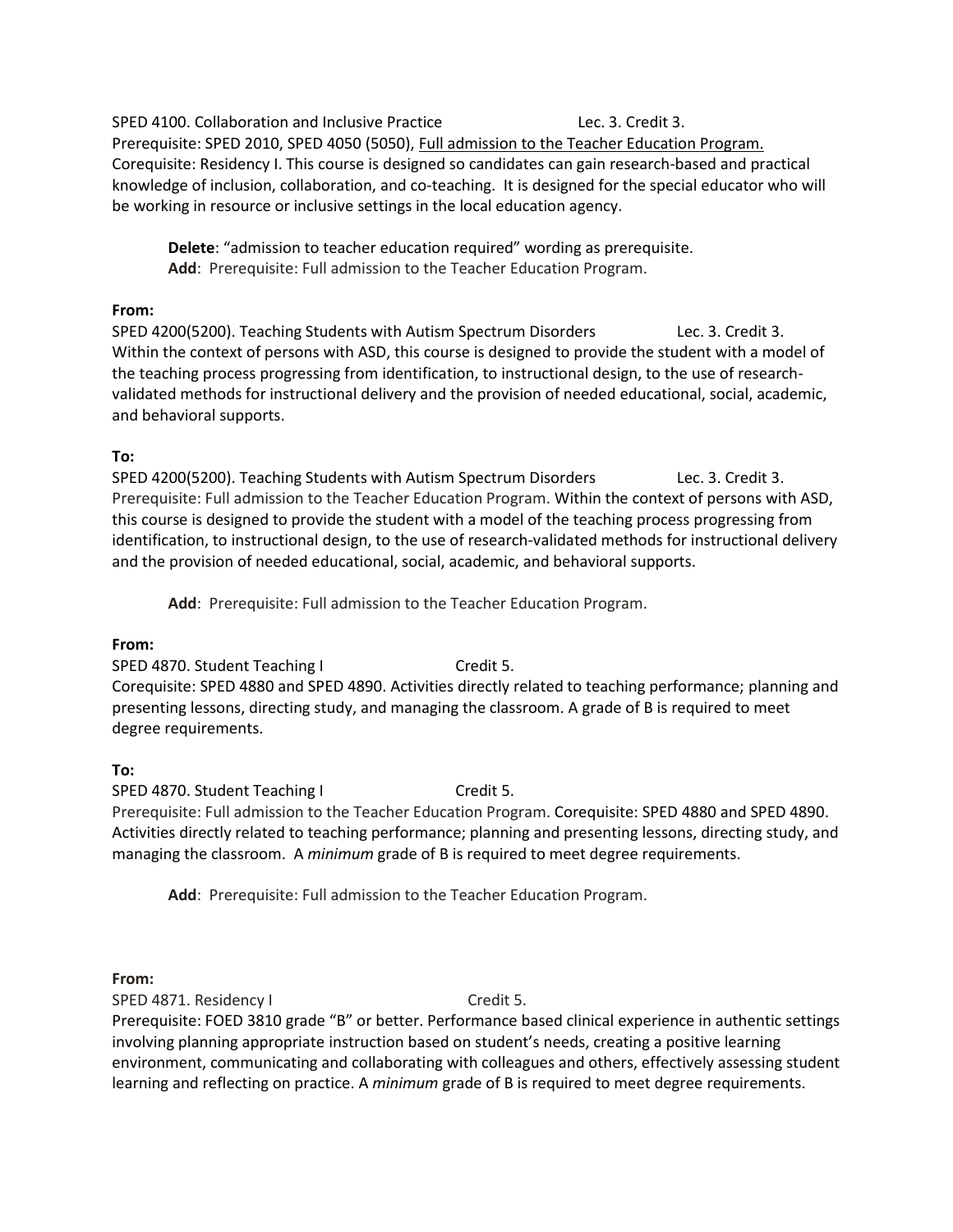SPED 4100. Collaboration and Inclusive Practice Lec. 3. Credit 3.
Prerequisite: SPED 2010, SPED 4050 (5050), Full admission to the Teacher Education Program.
Corequisite: Residency I. This course is designed so candidates can gain research-based and practical knowledge of inclusion, collaboration, and co-teaching. It is designed for the special educator who will be working in resource or inclusive settings in the local education agency.

> **Delete**: "admission to teacher education required" wording as prerequisite.
> **Add**: Prerequisite: Full admission to the Teacher Education Program.

**From:**

SPED 4200(5200). Teaching Students with Autism Spectrum Disorders Lec. 3. Credit 3.
Within the context of persons with ASD, this course is designed to provide the student with a model of the teaching process progressing from identification, to instructional design, to the use of research-validated methods for instructional delivery and the provision of needed educational, social, academic, and behavioral supports.

**To:**

SPED 4200(5200). Teaching Students with Autism Spectrum Disorders Lec. 3. Credit 3.
Prerequisite: Full admission to the Teacher Education Program. Within the context of persons with ASD, this course is designed to provide the student with a model of the teaching process progressing from identification, to instructional design, to the use of research-validated methods for instructional delivery and the provision of needed educational, social, academic, and behavioral supports.

> **Add**: Prerequisite: Full admission to the Teacher Education Program.

**From:**

SPED 4870. Student Teaching I Credit 5.
Corequisite: SPED 4880 and SPED 4890. Activities directly related to teaching performance; planning and presenting lessons, directing study, and managing the classroom. A grade of B is required to meet degree requirements.

**To:**

SPED 4870. Student Teaching I Credit 5.
Prerequisite: Full admission to the Teacher Education Program. Corequisite: SPED 4880 and SPED 4890. Activities directly related to teaching performance; planning and presenting lessons, directing study, and managing the classroom. A *minimum* grade of B is required to meet degree requirements.

> **Add**: Prerequisite: Full admission to the Teacher Education Program.

**From:**

SPED 4871. Residency I Credit 5.
Prerequisite: FOED 3810 grade "B" or better. Performance based clinical experience in authentic settings involving planning appropriate instruction based on student's needs, creating a positive learning environment, communicating and collaborating with colleagues and others, effectively assessing student learning and reflecting on practice. A *minimum* grade of B is required to meet degree requirements.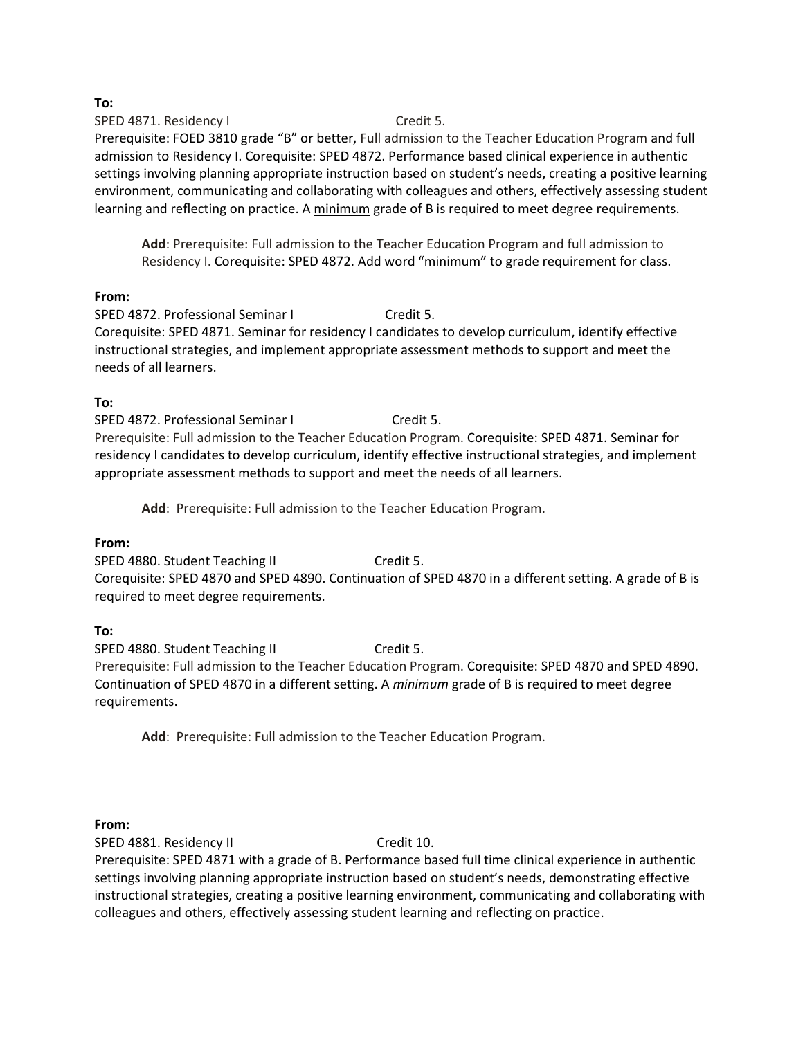**To:**

SPED 4871. Residency I Credit 5.

Prerequisite: FOED 3810 grade "B" or better, Full admission to the Teacher Education Program and full admission to Residency I. Corequisite: SPED 4872. Performance based clinical experience in authentic settings involving planning appropriate instruction based on student's needs, creating a positive learning environment, communicating and collaborating with colleagues and others, effectively assessing student learning and reflecting on practice. A minimum grade of B is required to meet degree requirements.

> **Add**: Prerequisite: Full admission to the Teacher Education Program and full admission to Residency I. Corequisite: SPED 4872. Add word "minimum" to grade requirement for class.

**From:**

SPED 4872. Professional Seminar I Credit 5.

Corequisite: SPED 4871. Seminar for residency I candidates to develop curriculum, identify effective instructional strategies, and implement appropriate assessment methods to support and meet the needs of all learners.

**To:**

SPED 4872. Professional Seminar I Credit 5.

Prerequisite: Full admission to the Teacher Education Program. Corequisite: SPED 4871. Seminar for residency I candidates to develop curriculum, identify effective instructional strategies, and implement appropriate assessment methods to support and meet the needs of all learners.

> **Add**: Prerequisite: Full admission to the Teacher Education Program.

**From:**

SPED 4880. Student Teaching II Credit 5.

Corequisite: SPED 4870 and SPED 4890. Continuation of SPED 4870 in a different setting. A grade of B is required to meet degree requirements.

**To:**

SPED 4880. Student Teaching II Credit 5.

Prerequisite: Full admission to the Teacher Education Program. Corequisite: SPED 4870 and SPED 4890. Continuation of SPED 4870 in a different setting. A *minimum* grade of B is required to meet degree requirements.

> **Add**: Prerequisite: Full admission to the Teacher Education Program.

**From:**

SPED 4881. Residency II Credit 10.

Prerequisite: SPED 4871 with a grade of B. Performance based full time clinical experience in authentic settings involving planning appropriate instruction based on student's needs, demonstrating effective instructional strategies, creating a positive learning environment, communicating and collaborating with colleagues and others, effectively assessing student learning and reflecting on practice.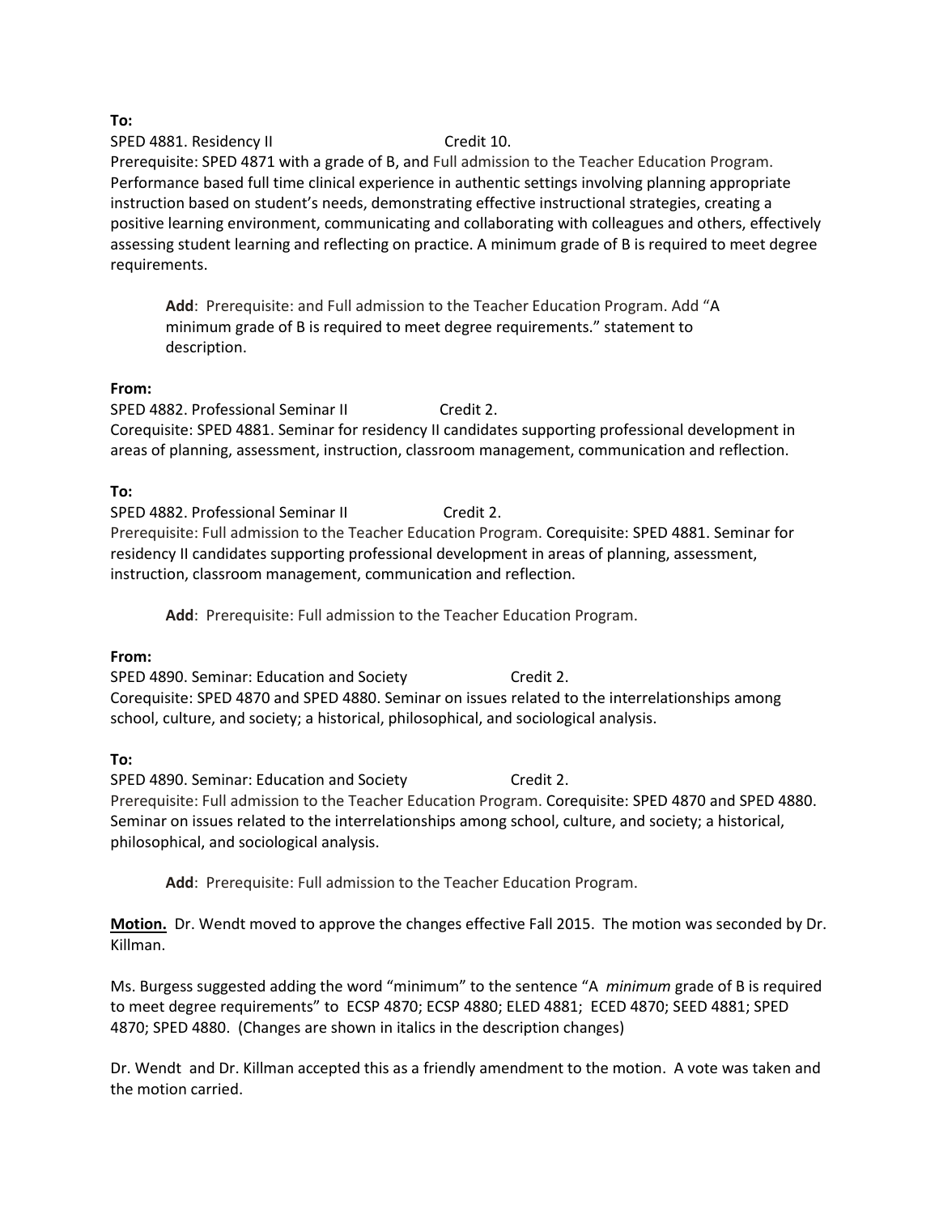**To:**

SPED 4881. Residency II Credit 10.

Prerequisite: SPED 4871 with a grade of B, and Full admission to the Teacher Education Program. Performance based full time clinical experience in authentic settings involving planning appropriate instruction based on student's needs, demonstrating effective instructional strategies, creating a positive learning environment, communicating and collaborating with colleagues and others, effectively assessing student learning and reflecting on practice. A minimum grade of B is required to meet degree requirements.

> **Add**: Prerequisite: and Full admission to the Teacher Education Program. Add "A minimum grade of B is required to meet degree requirements." statement to description.

**From:**

SPED 4882. Professional Seminar II Credit 2.

Corequisite: SPED 4881. Seminar for residency II candidates supporting professional development in areas of planning, assessment, instruction, classroom management, communication and reflection.

**To:**

SPED 4882. Professional Seminar II Credit 2.

Prerequisite: Full admission to the Teacher Education Program. Corequisite: SPED 4881. Seminar for residency II candidates supporting professional development in areas of planning, assessment, instruction, classroom management, communication and reflection.

> **Add**: Prerequisite: Full admission to the Teacher Education Program.

**From:**

SPED 4890. Seminar: Education and Society Credit 2.

Corequisite: SPED 4870 and SPED 4880. Seminar on issues related to the interrelationships among school, culture, and society; a historical, philosophical, and sociological analysis.

**To:**

SPED 4890. Seminar: Education and Society Credit 2.

Prerequisite: Full admission to the Teacher Education Program. Corequisite: SPED 4870 and SPED 4880. Seminar on issues related to the interrelationships among school, culture, and society; a historical, philosophical, and sociological analysis.

> **Add**: Prerequisite: Full admission to the Teacher Education Program.

**<u>Motion.</u>** Dr. Wendt moved to approve the changes effective Fall 2015. The motion was seconded by Dr. Killman.

Ms. Burgess suggested adding the word "minimum" to the sentence "A *minimum* grade of B is required to meet degree requirements" to ECSP 4870; ECSP 4880; ELED 4881; ECED 4870; SEED 4881; SPED 4870; SPED 4880. (Changes are shown in italics in the description changes)

Dr. Wendt and Dr. Killman accepted this as a friendly amendment to the motion. A vote was taken and the motion carried.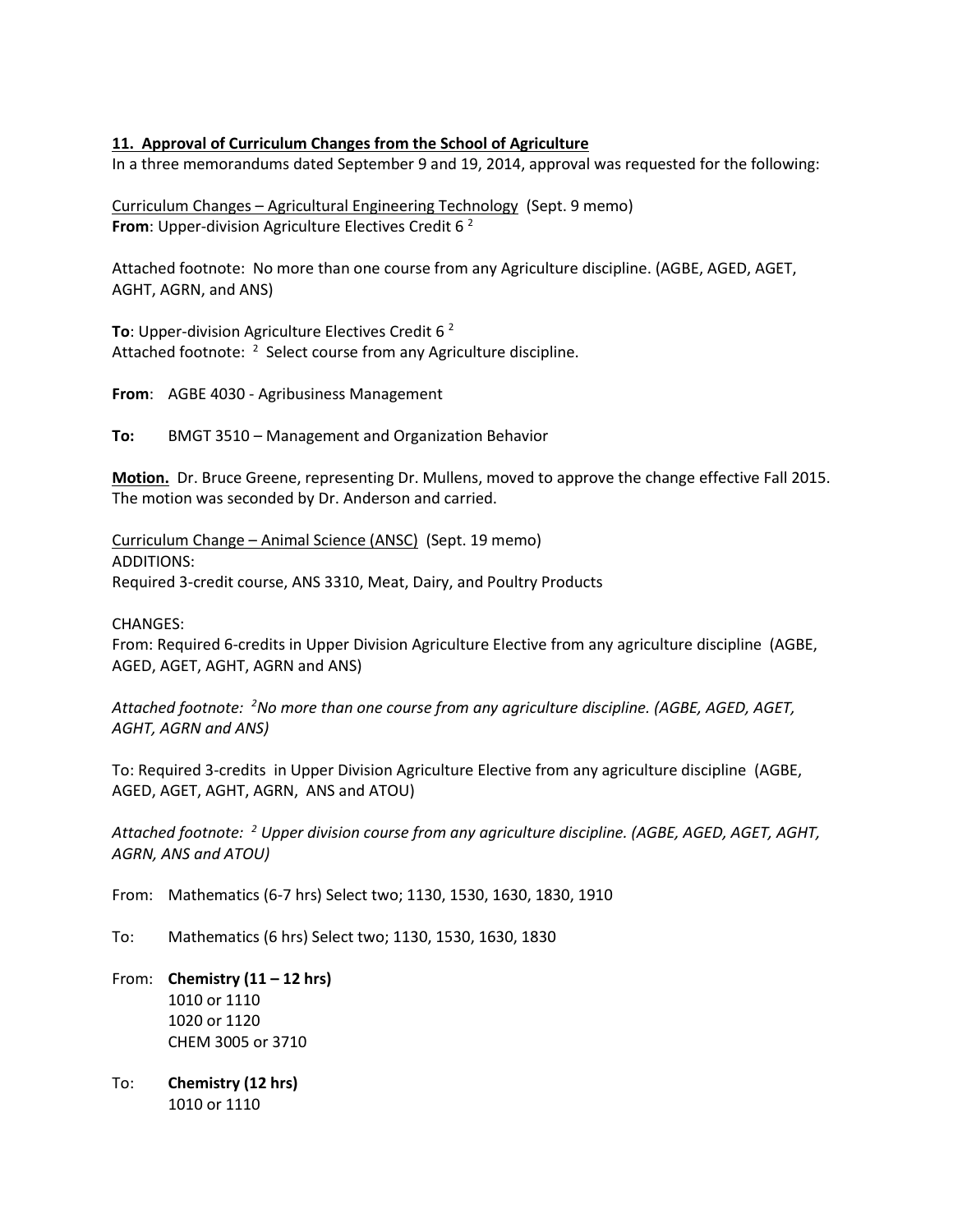**11. Approval of Curriculum Changes from the School of Agriculture**

In a three memorandums dated September 9 and 19, 2014, approval was requested for the following:

Curriculum Changes – Agricultural Engineering Technology (Sept. 9 memo)

**From**: Upper-division Agriculture Electives Credit 6 [2]

Attached footnote: No more than one course from any Agriculture discipline. (AGBE, AGED, AGET, AGHT, AGRN, and ANS)

**To**: Upper-division Agriculture Electives Credit 6 [2]

Attached footnote: [2] Select course from any Agriculture discipline.

**From**: AGBE 4030 - Agribusiness Management

**To:** BMGT 3510 – Management and Organization Behavior

**Motion.** Dr. Bruce Greene, representing Dr. Mullens, moved to approve the change effective Fall 2015. The motion was seconded by Dr. Anderson and carried.

Curriculum Change – Animal Science (ANSC) (Sept. 19 memo)

ADDITIONS:

Required 3-credit course, ANS 3310, Meat, Dairy, and Poultry Products

CHANGES:

From: Required 6-credits in Upper Division Agriculture Elective from any agriculture discipline (AGBE, AGED, AGET, AGHT, AGRN and ANS)

*Attached footnote: [2]No more than one course from any agriculture discipline. (AGBE, AGED, AGET, AGHT, AGRN and ANS)*

To: Required 3-credits in Upper Division Agriculture Elective from any agriculture discipline (AGBE, AGED, AGET, AGHT, AGRN, ANS and ATOU)

*Attached footnote: [2] Upper division course from any agriculture discipline. (AGBE, AGED, AGET, AGHT, AGRN, ANS and ATOU)*

From: Mathematics (6-7 hrs) Select two; 1130, 1530, 1630, 1830, 1910

To: Mathematics (6 hrs) Select two; 1130, 1530, 1630, 1830

From: **Chemistry (11 – 12 hrs)**
1010 or 1110
1020 or 1120
CHEM 3005 or 3710

To: **Chemistry (12 hrs)**
1010 or 1110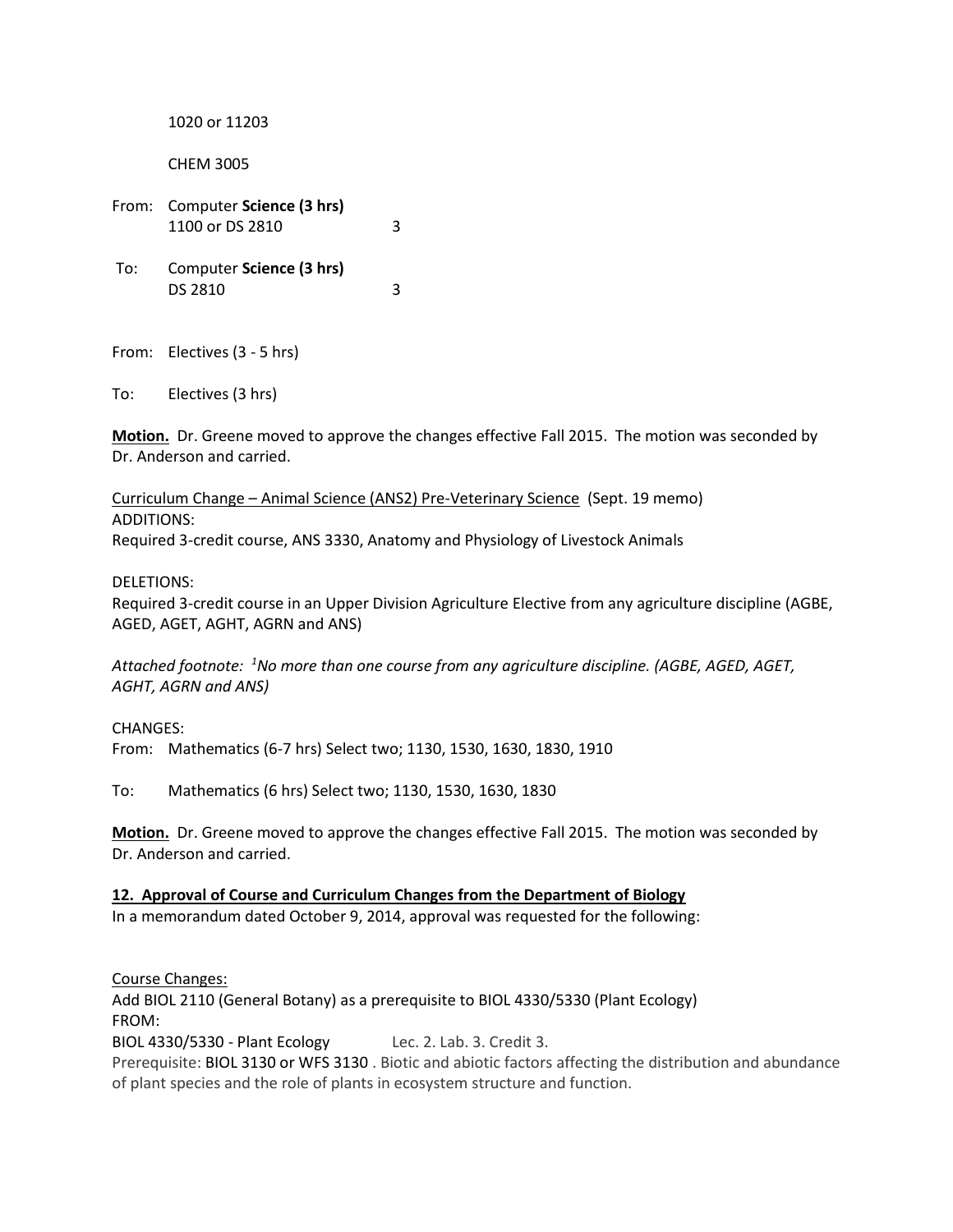1020 or 11203

CHEM 3005

From: Computer **Science (3 hrs)**
1100 or DS 2810 3

To: Computer **Science (3 hrs)**
DS 2810 3

From: Electives (3 - 5 hrs)

To: Electives (3 hrs)

**Motion.** Dr. Greene moved to approve the changes effective Fall 2015. The motion was seconded by Dr. Anderson and carried.

Curriculum Change – Animal Science (ANS2) Pre-Veterinary Science (Sept. 19 memo)
ADDITIONS:
Required 3-credit course, ANS 3330, Anatomy and Physiology of Livestock Animals

DELETIONS:
Required 3-credit course in an Upper Division Agriculture Elective from any agriculture discipline (AGBE, AGED, AGET, AGHT, AGRN and ANS)

*Attached footnote: [1]No more than one course from any agriculture discipline. (AGBE, AGED, AGET, AGHT, AGRN and ANS)*

CHANGES:
From: Mathematics (6-7 hrs) Select two; 1130, 1530, 1630, 1830, 1910

To: Mathematics (6 hrs) Select two; 1130, 1530, 1630, 1830

**Motion.** Dr. Greene moved to approve the changes effective Fall 2015. The motion was seconded by Dr. Anderson and carried.

**12. Approval of Course and Curriculum Changes from the Department of Biology**
In a memorandum dated October 9, 2014, approval was requested for the following:

Course Changes:
Add BIOL 2110 (General Botany) as a prerequisite to BIOL 4330/5330 (Plant Ecology)
FROM:
BIOL 4330/5330 - Plant Ecology Lec. 2. Lab. 3. Credit 3.
Prerequisite: BIOL 3130 or WFS 3130 . Biotic and abiotic factors affecting the distribution and abundance of plant species and the role of plants in ecosystem structure and function.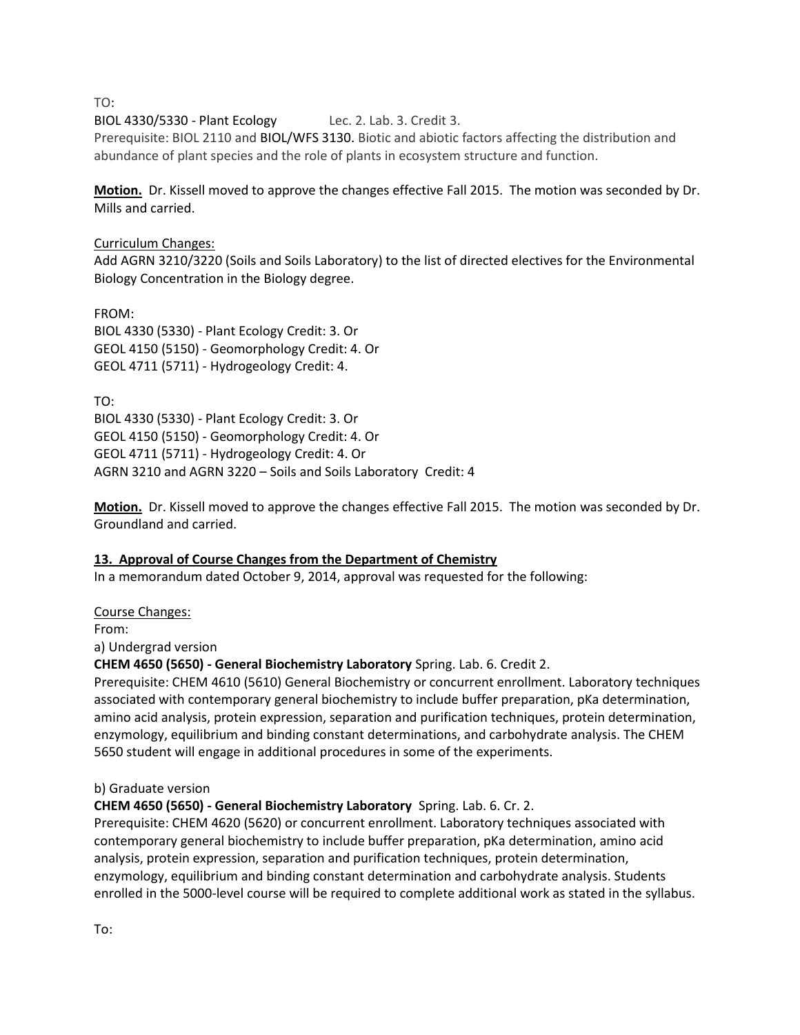TO:

BIOL 4330/5330 - Plant Ecology Lec. 2. Lab. 3. Credit 3.

Prerequisite: BIOL 2110 and BIOL/WFS 3130. Biotic and abiotic factors affecting the distribution and abundance of plant species and the role of plants in ecosystem structure and function.

**Motion.** Dr. Kissell moved to approve the changes effective Fall 2015. The motion was seconded by Dr. Mills and carried.

Curriculum Changes:

Add AGRN 3210/3220 (Soils and Soils Laboratory) to the list of directed electives for the Environmental Biology Concentration in the Biology degree.

FROM:

BIOL 4330 (5330) - Plant Ecology Credit: 3. Or
GEOL 4150 (5150) - Geomorphology Credit: 4. Or
GEOL 4711 (5711) - Hydrogeology Credit: 4.

TO:

BIOL 4330 (5330) - Plant Ecology Credit: 3. Or
GEOL 4150 (5150) - Geomorphology Credit: 4. Or
GEOL 4711 (5711) - Hydrogeology Credit: 4. Or
AGRN 3210 and AGRN 3220 – Soils and Soils Laboratory Credit: 4

**Motion.** Dr. Kissell moved to approve the changes effective Fall 2015. The motion was seconded by Dr. Groundland and carried.

**13. Approval of Course Changes from the Department of Chemistry**

In a memorandum dated October 9, 2014, approval was requested for the following:

Course Changes:

From:

a) Undergrad version

**CHEM 4650 (5650) - General Biochemistry Laboratory** Spring. Lab. 6. Credit 2.

Prerequisite: CHEM 4610 (5610) General Biochemistry or concurrent enrollment. Laboratory techniques associated with contemporary general biochemistry to include buffer preparation, pKa determination, amino acid analysis, protein expression, separation and purification techniques, protein determination, enzymology, equilibrium and binding constant determinations, and carbohydrate analysis. The CHEM 5650 student will engage in additional procedures in some of the experiments.

b) Graduate version

**CHEM 4650 (5650) - General Biochemistry Laboratory** Spring. Lab. 6. Cr. 2.

Prerequisite: CHEM 4620 (5620) or concurrent enrollment. Laboratory techniques associated with contemporary general biochemistry to include buffer preparation, pKa determination, amino acid analysis, protein expression, separation and purification techniques, protein determination, enzymology, equilibrium and binding constant determination and carbohydrate analysis. Students enrolled in the 5000-level course will be required to complete additional work as stated in the syllabus.

To: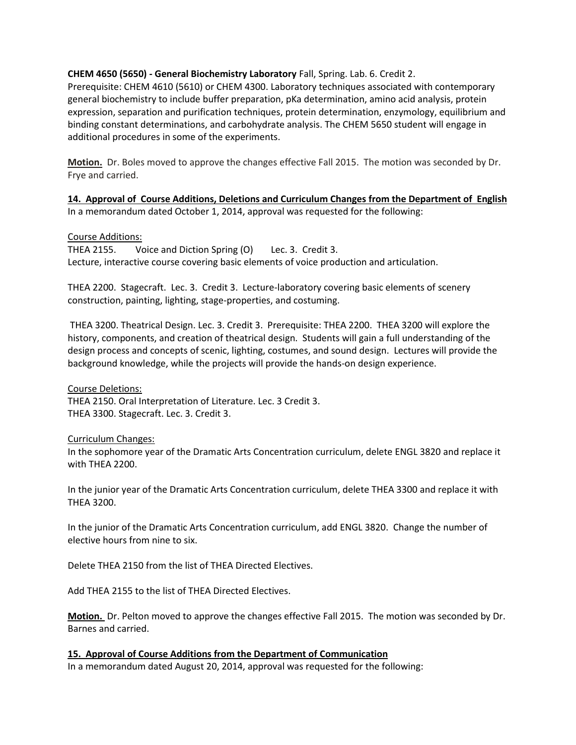**CHEM 4650 (5650) - General Biochemistry Laboratory** Fall, Spring. Lab. 6. Credit 2.
Prerequisite: CHEM 4610 (5610) or CHEM 4300. Laboratory techniques associated with contemporary general biochemistry to include buffer preparation, pKa determination, amino acid analysis, protein expression, separation and purification techniques, protein determination, enzymology, equilibrium and binding constant determinations, and carbohydrate analysis. The CHEM 5650 student will engage in additional procedures in some of the experiments.

**Motion.** Dr. Boles moved to approve the changes effective Fall 2015. The motion was seconded by Dr. Frye and carried.

**14. Approval of Course Additions, Deletions and Curriculum Changes from the Department of English**
In a memorandum dated October 1, 2014, approval was requested for the following:

Course Additions:
THEA 2155. Voice and Diction Spring (O) Lec. 3. Credit 3.
Lecture, interactive course covering basic elements of voice production and articulation.

THEA 2200. Stagecraft. Lec. 3. Credit 3. Lecture-laboratory covering basic elements of scenery construction, painting, lighting, stage-properties, and costuming.

THEA 3200. Theatrical Design. Lec. 3. Credit 3. Prerequisite: THEA 2200. THEA 3200 will explore the history, components, and creation of theatrical design. Students will gain a full understanding of the design process and concepts of scenic, lighting, costumes, and sound design. Lectures will provide the background knowledge, while the projects will provide the hands-on design experience.

Course Deletions:
THEA 2150. Oral Interpretation of Literature. Lec. 3 Credit 3.
THEA 3300. Stagecraft. Lec. 3. Credit 3.

Curriculum Changes:
In the sophomore year of the Dramatic Arts Concentration curriculum, delete ENGL 3820 and replace it with THEA 2200.

In the junior year of the Dramatic Arts Concentration curriculum, delete THEA 3300 and replace it with THEA 3200.

In the junior of the Dramatic Arts Concentration curriculum, add ENGL 3820. Change the number of elective hours from nine to six.

Delete THEA 2150 from the list of THEA Directed Electives.

Add THEA 2155 to the list of THEA Directed Electives.

**Motion.** Dr. Pelton moved to approve the changes effective Fall 2015. The motion was seconded by Dr. Barnes and carried.

**15. Approval of Course Additions from the Department of Communication**
In a memorandum dated August 20, 2014, approval was requested for the following: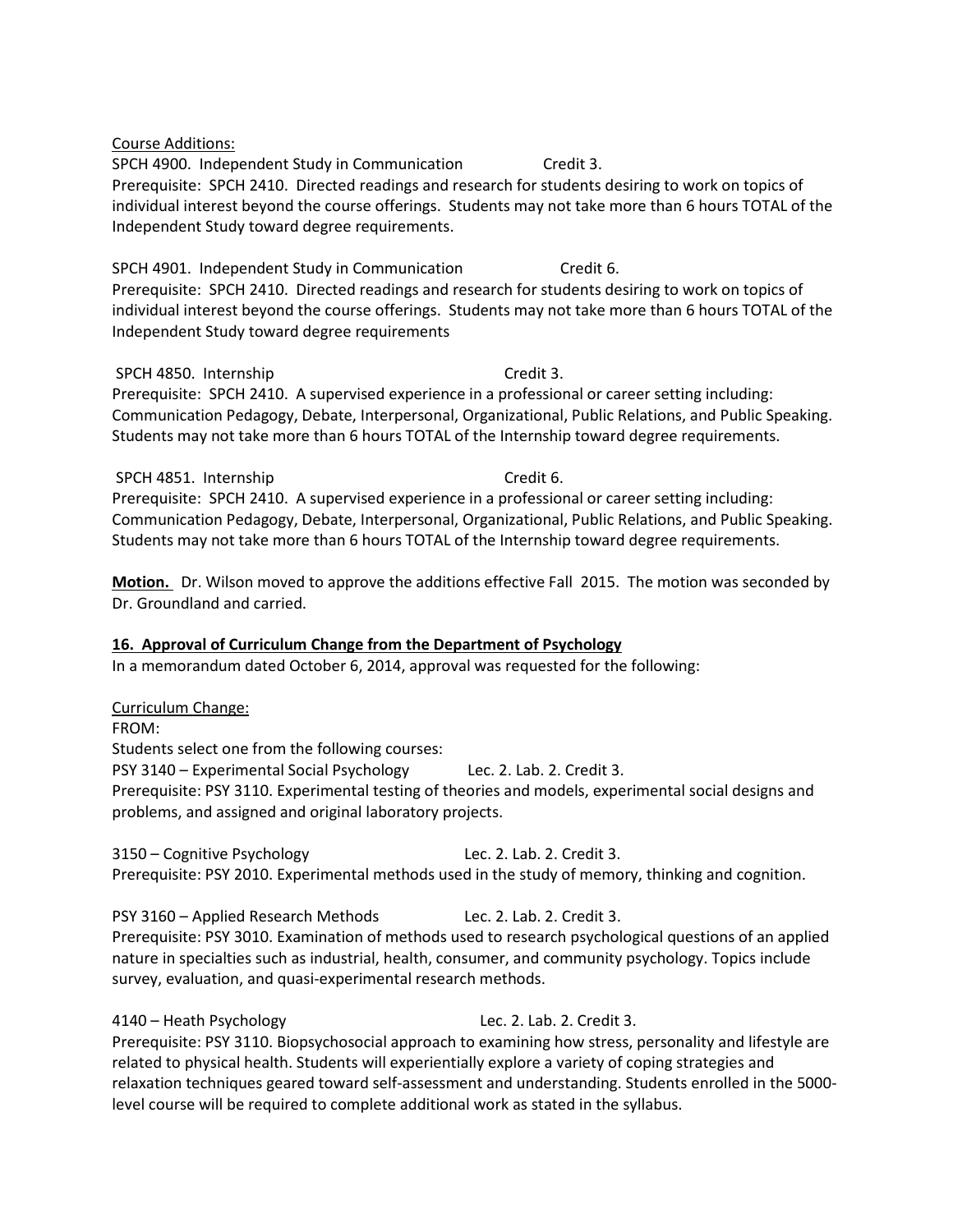Course Additions:

SPCH 4900. Independent Study in Communication Credit 3.
Prerequisite: SPCH 2410. Directed readings and research for students desiring to work on topics of individual interest beyond the course offerings. Students may not take more than 6 hours TOTAL of the Independent Study toward degree requirements.

SPCH 4901. Independent Study in Communication Credit 6.
Prerequisite: SPCH 2410. Directed readings and research for students desiring to work on topics of individual interest beyond the course offerings. Students may not take more than 6 hours TOTAL of the Independent Study toward degree requirements

SPCH 4850. Internship Credit 3.
Prerequisite: SPCH 2410. A supervised experience in a professional or career setting including: Communication Pedagogy, Debate, Interpersonal, Organizational, Public Relations, and Public Speaking. Students may not take more than 6 hours TOTAL of the Internship toward degree requirements.

SPCH 4851. Internship Credit 6.
Prerequisite: SPCH 2410. A supervised experience in a professional or career setting including: Communication Pedagogy, Debate, Interpersonal, Organizational, Public Relations, and Public Speaking. Students may not take more than 6 hours TOTAL of the Internship toward degree requirements.

**Motion.** Dr. Wilson moved to approve the additions effective Fall 2015. The motion was seconded by Dr. Groundland and carried.

**16. Approval of Curriculum Change from the Department of Psychology**

In a memorandum dated October 6, 2014, approval was requested for the following:

Curriculum Change:

FROM:

Students select one from the following courses:

PSY 3140 – Experimental Social Psychology Lec. 2. Lab. 2. Credit 3.
Prerequisite: PSY 3110. Experimental testing of theories and models, experimental social designs and problems, and assigned and original laboratory projects.

3150 – Cognitive Psychology Lec. 2. Lab. 2. Credit 3.
Prerequisite: PSY 2010. Experimental methods used in the study of memory, thinking and cognition.

PSY 3160 – Applied Research Methods Lec. 2. Lab. 2. Credit 3.
Prerequisite: PSY 3010. Examination of methods used to research psychological questions of an applied nature in specialties such as industrial, health, consumer, and community psychology. Topics include survey, evaluation, and quasi-experimental research methods.

4140 – Heath Psychology Lec. 2. Lab. 2. Credit 3.
Prerequisite: PSY 3110. Biopsychosocial approach to examining how stress, personality and lifestyle are related to physical health. Students will experientially explore a variety of coping strategies and relaxation techniques geared toward self-assessment and understanding. Students enrolled in the 5000-level course will be required to complete additional work as stated in the syllabus.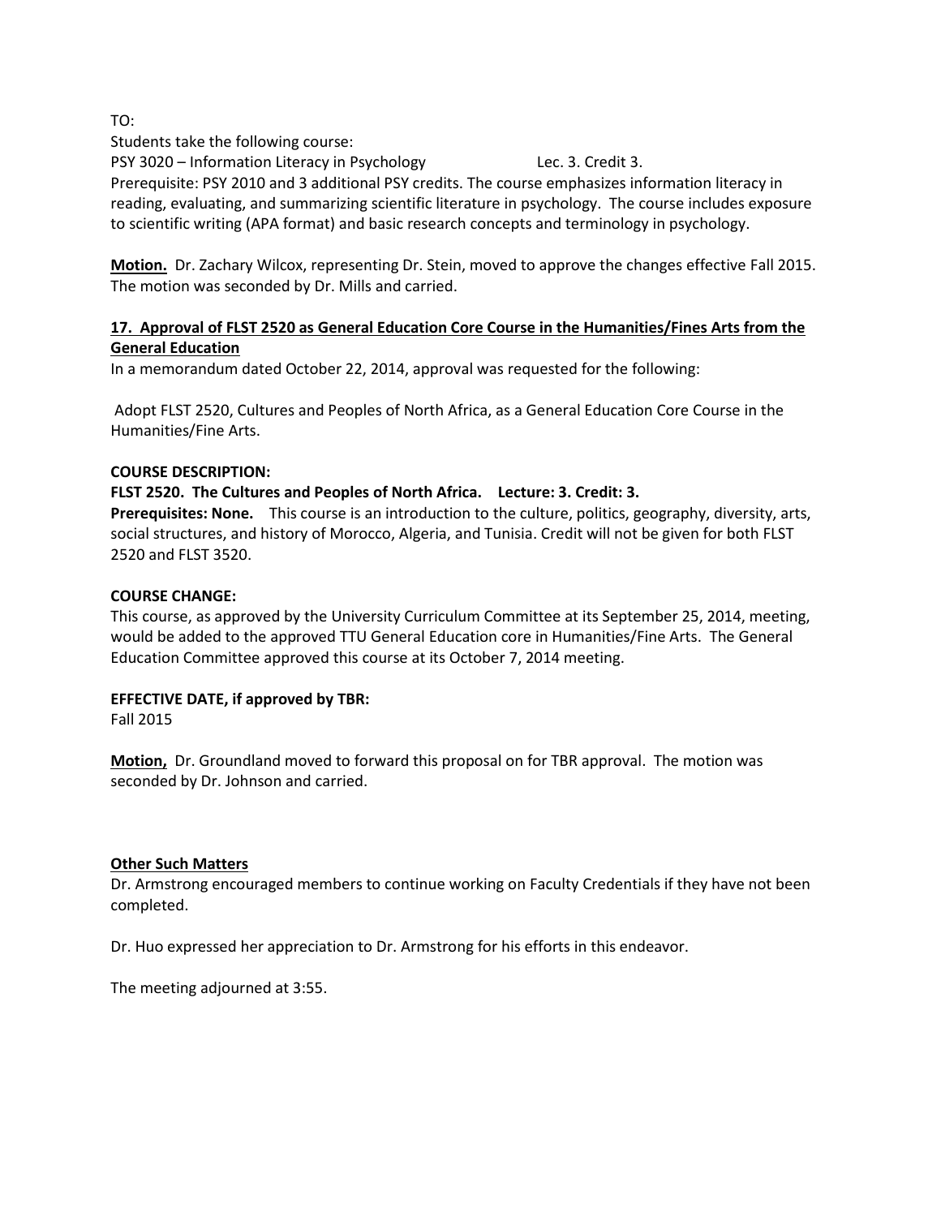TO:
Students take the following course:
PSY 3020 – Information Literacy in Psychology Lec. 3. Credit 3.
Prerequisite: PSY 2010 and 3 additional PSY credits. The course emphasizes information literacy in reading, evaluating, and summarizing scientific literature in psychology. The course includes exposure to scientific writing (APA format) and basic research concepts and terminology in psychology.

**Motion.** Dr. Zachary Wilcox, representing Dr. Stein, moved to approve the changes effective Fall 2015. The motion was seconded by Dr. Mills and carried.

**17. Approval of FLST 2520 as General Education Core Course in the Humanities/Fines Arts from the General Education**

In a memorandum dated October 22, 2014, approval was requested for the following:

Adopt FLST 2520, Cultures and Peoples of North Africa, as a General Education Core Course in the Humanities/Fine Arts.

**COURSE DESCRIPTION:**

**FLST 2520. The Cultures and Peoples of North Africa. Lecture: 3. Credit: 3.**
**Prerequisites: None.** This course is an introduction to the culture, politics, geography, diversity, arts, social structures, and history of Morocco, Algeria, and Tunisia. Credit will not be given for both FLST 2520 and FLST 3520.

**COURSE CHANGE:**

This course, as approved by the University Curriculum Committee at its September 25, 2014, meeting, would be added to the approved TTU General Education core in Humanities/Fine Arts. The General Education Committee approved this course at its October 7, 2014 meeting.

**EFFECTIVE DATE, if approved by TBR:**
Fall 2015

**Motion,** Dr. Groundland moved to forward this proposal on for TBR approval. The motion was seconded by Dr. Johnson and carried.

**Other Such Matters**

Dr. Armstrong encouraged members to continue working on Faculty Credentials if they have not been completed.

Dr. Huo expressed her appreciation to Dr. Armstrong for his efforts in this endeavor.

The meeting adjourned at 3:55.